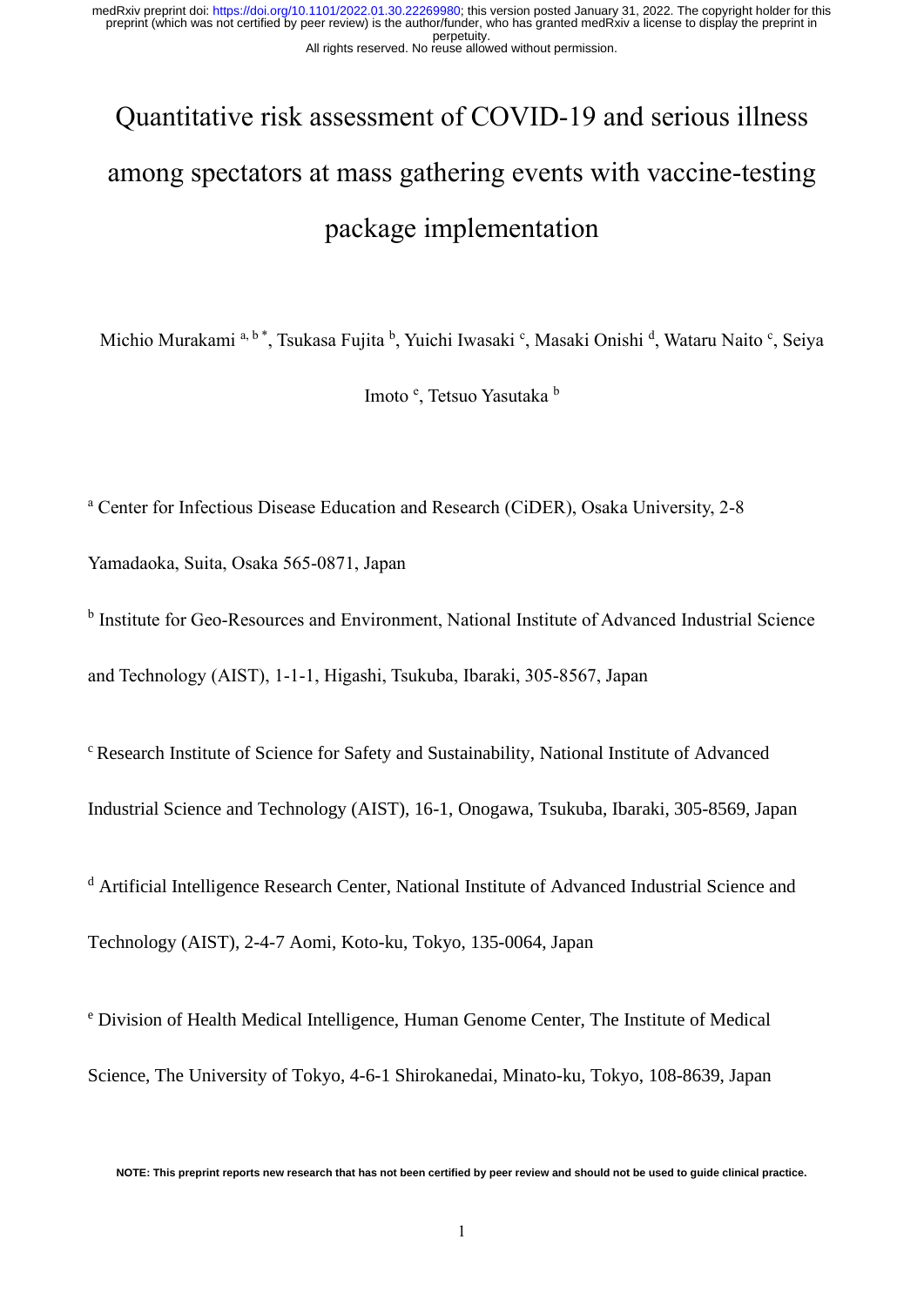# Quantitative risk assessment of COVID-19 and serious illness among spectators at mass gathering events with vaccine-testing package implementation

Michio Murakami [a, b *], Tsukasa Fujita [b], Yuichi Iwasaki [c], Masaki Onishi [d], Wataru Naito [c], Seiya Imoto [e], Tetsuo Yasutaka [b]

[a] Center for Infectious Disease Education and Research (CiDER), Osaka University, 2-8 Yamadaoka, Suita, Osaka 565-0871, Japan

[b] Institute for Geo-Resources and Environment, National Institute of Advanced Industrial Science and Technology (AIST), 1-1-1, Higashi, Tsukuba, Ibaraki, 305-8567, Japan

[c] Research Institute of Science for Safety and Sustainability, National Institute of Advanced Industrial Science and Technology (AIST), 16-1, Onogawa, Tsukuba, Ibaraki, 305-8569, Japan

[d] Artificial Intelligence Research Center, National Institute of Advanced Industrial Science and Technology (AIST), 2-4-7 Aomi, Koto-ku, Tokyo, 135-0064, Japan

[e] Division of Health Medical Intelligence, Human Genome Center, The Institute of Medical Science, The University of Tokyo, 4-6-1 Shirokanedai, Minato-ku, Tokyo, 108-8639, Japan

NOTE: This preprint reports new research that has not been certified by peer review and should not be used to guide clinical practice.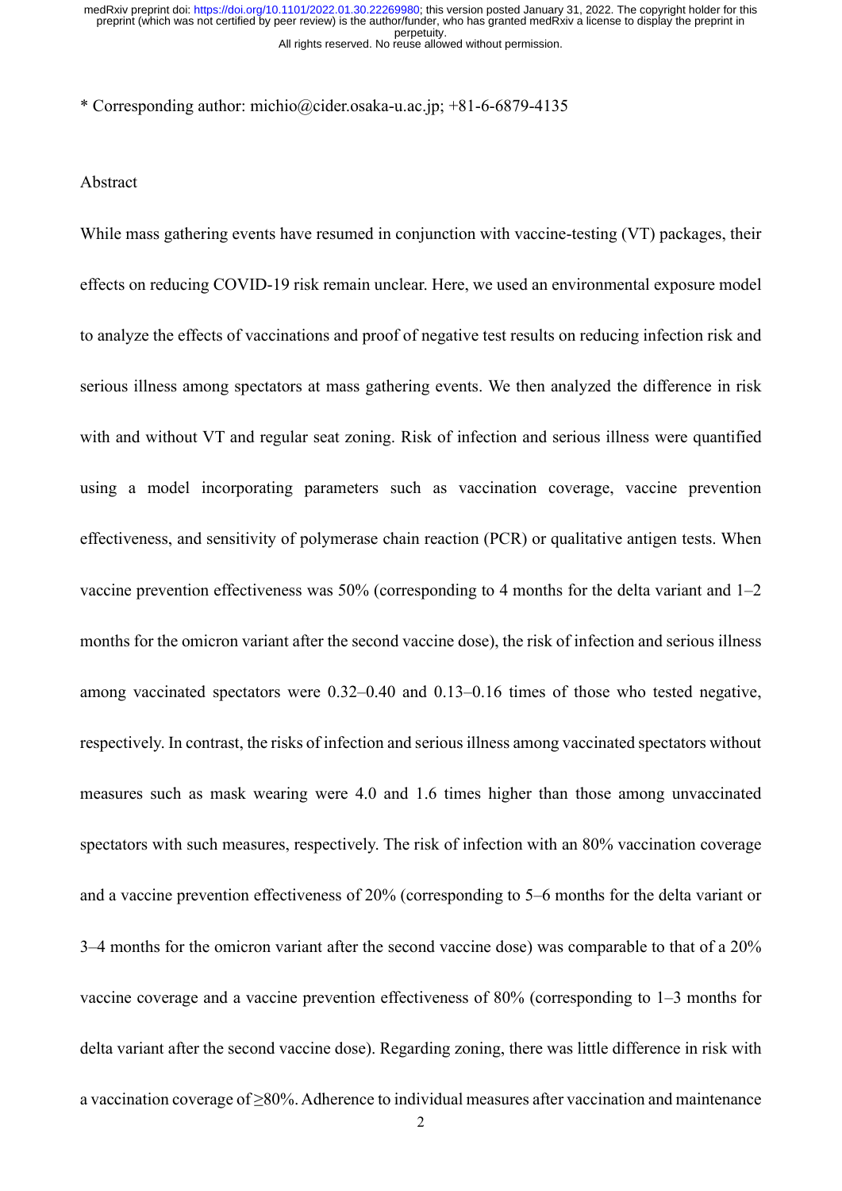* Corresponding author: michio@cider.osaka-u.ac.jp; +81-6-6879-4135

## Abstract

While mass gathering events have resumed in conjunction with vaccine-testing (VT) packages, their effects on reducing COVID-19 risk remain unclear. Here, we used an environmental exposure model to analyze the effects of vaccinations and proof of negative test results on reducing infection risk and serious illness among spectators at mass gathering events. We then analyzed the difference in risk with and without VT and regular seat zoning. Risk of infection and serious illness were quantified using a model incorporating parameters such as vaccination coverage, vaccine prevention effectiveness, and sensitivity of polymerase chain reaction (PCR) or qualitative antigen tests. When vaccine prevention effectiveness was 50% (corresponding to 4 months for the delta variant and 1–2 months for the omicron variant after the second vaccine dose), the risk of infection and serious illness among vaccinated spectators were 0.32–0.40 and 0.13–0.16 times of those who tested negative, respectively. In contrast, the risks of infection and serious illness among vaccinated spectators without measures such as mask wearing were 4.0 and 1.6 times higher than those among unvaccinated spectators with such measures, respectively. The risk of infection with an 80% vaccination coverage and a vaccine prevention effectiveness of 20% (corresponding to 5–6 months for the delta variant or 3–4 months for the omicron variant after the second vaccine dose) was comparable to that of a 20% vaccine coverage and a vaccine prevention effectiveness of 80% (corresponding to 1–3 months for delta variant after the second vaccine dose). Regarding zoning, there was little difference in risk with a vaccination coverage of ≥80%. Adherence to individual measures after vaccination and maintenance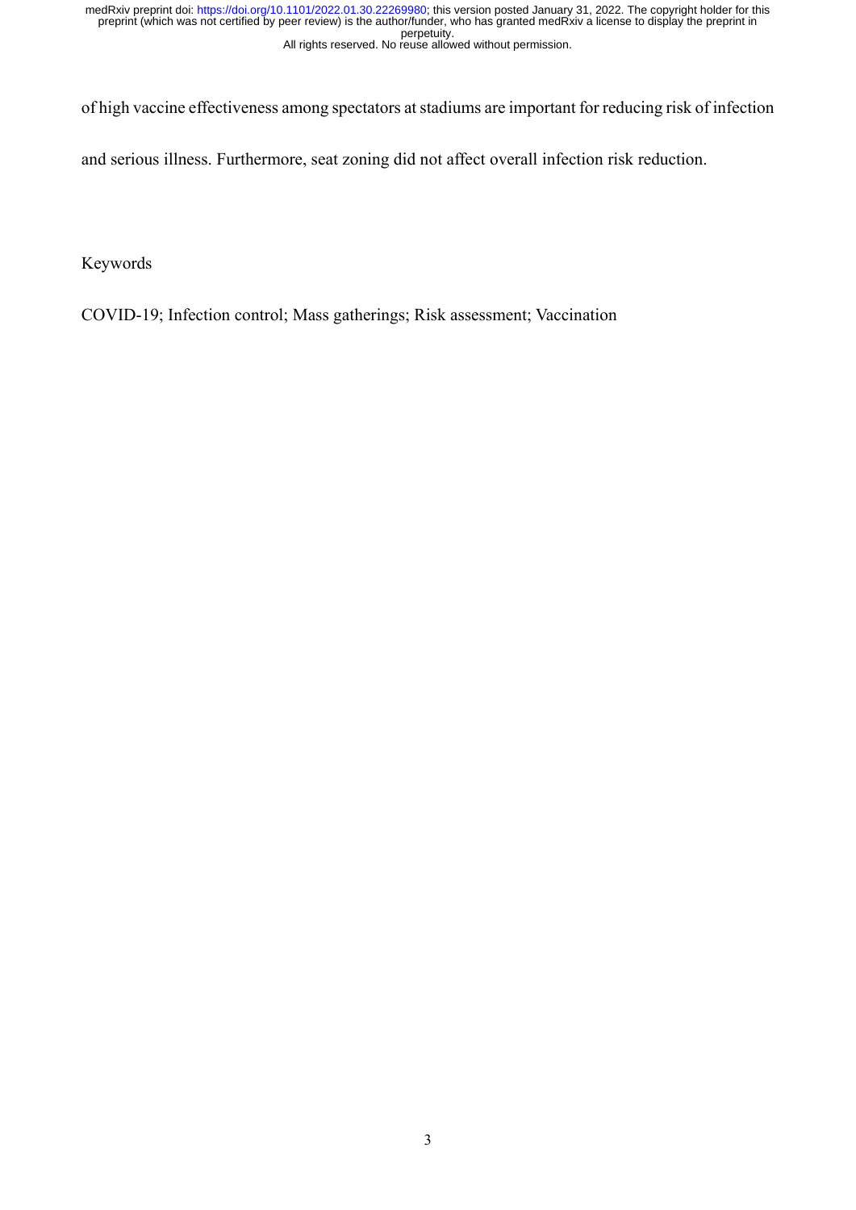of high vaccine effectiveness among spectators at stadiums are important for reducing risk of infection and serious illness. Furthermore, seat zoning did not affect overall infection risk reduction.

Keywords

COVID-19; Infection control; Mass gatherings; Risk assessment; Vaccination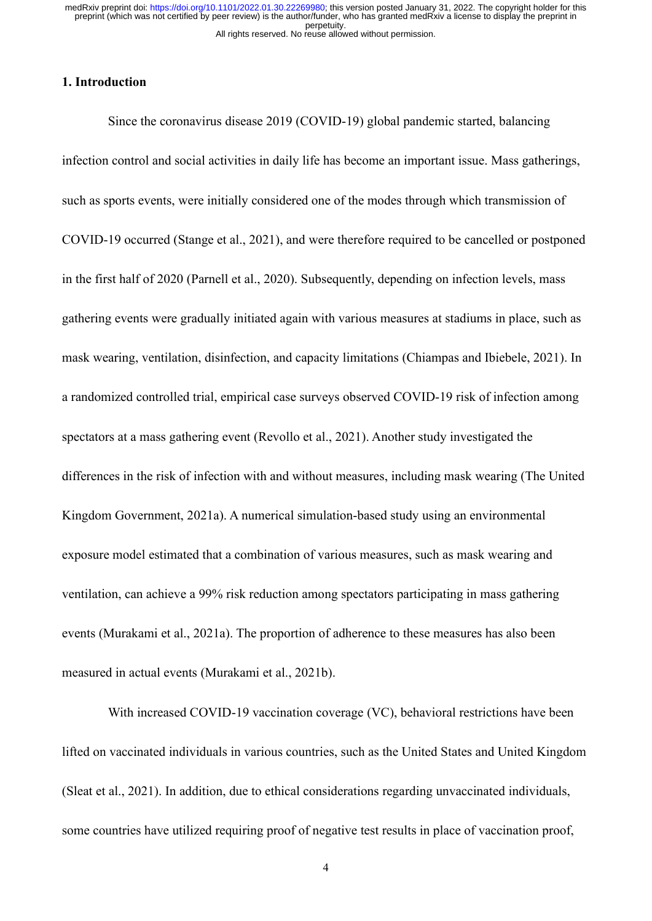## 1. Introduction

Since the coronavirus disease 2019 (COVID-19) global pandemic started, balancing infection control and social activities in daily life has become an important issue. Mass gatherings, such as sports events, were initially considered one of the modes through which transmission of COVID-19 occurred (Stange et al., 2021), and were therefore required to be cancelled or postponed in the first half of 2020 (Parnell et al., 2020). Subsequently, depending on infection levels, mass gathering events were gradually initiated again with various measures at stadiums in place, such as mask wearing, ventilation, disinfection, and capacity limitations (Chiampas and Ibiebele, 2021). In a randomized controlled trial, empirical case surveys observed COVID-19 risk of infection among spectators at a mass gathering event (Revollo et al., 2021). Another study investigated the differences in the risk of infection with and without measures, including mask wearing (The United Kingdom Government, 2021a). A numerical simulation-based study using an environmental exposure model estimated that a combination of various measures, such as mask wearing and ventilation, can achieve a 99% risk reduction among spectators participating in mass gathering events (Murakami et al., 2021a). The proportion of adherence to these measures has also been measured in actual events (Murakami et al., 2021b).

With increased COVID-19 vaccination coverage (VC), behavioral restrictions have been lifted on vaccinated individuals in various countries, such as the United States and United Kingdom (Sleat et al., 2021). In addition, due to ethical considerations regarding unvaccinated individuals, some countries have utilized requiring proof of negative test results in place of vaccination proof,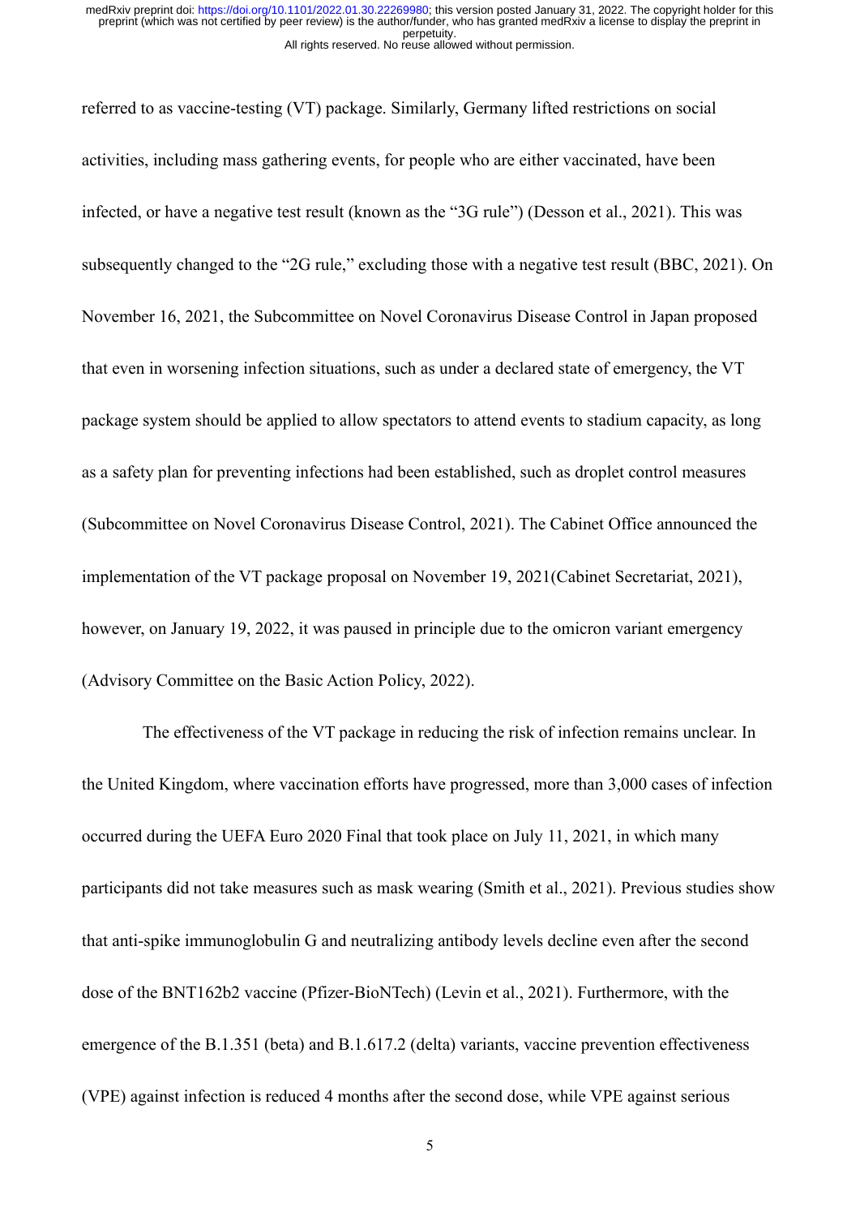referred to as vaccine-testing (VT) package. Similarly, Germany lifted restrictions on social activities, including mass gathering events, for people who are either vaccinated, have been infected, or have a negative test result (known as the "3G rule") (Desson et al., 2021). This was subsequently changed to the "2G rule," excluding those with a negative test result (BBC, 2021). On November 16, 2021, the Subcommittee on Novel Coronavirus Disease Control in Japan proposed that even in worsening infection situations, such as under a declared state of emergency, the VT package system should be applied to allow spectators to attend events to stadium capacity, as long as a safety plan for preventing infections had been established, such as droplet control measures (Subcommittee on Novel Coronavirus Disease Control, 2021). The Cabinet Office announced the implementation of the VT package proposal on November 19, 2021(Cabinet Secretariat, 2021), however, on January 19, 2022, it was paused in principle due to the omicron variant emergency (Advisory Committee on the Basic Action Policy, 2022).

The effectiveness of the VT package in reducing the risk of infection remains unclear. In the United Kingdom, where vaccination efforts have progressed, more than 3,000 cases of infection occurred during the UEFA Euro 2020 Final that took place on July 11, 2021, in which many participants did not take measures such as mask wearing (Smith et al., 2021). Previous studies show that anti-spike immunoglobulin G and neutralizing antibody levels decline even after the second dose of the BNT162b2 vaccine (Pfizer-BioNTech) (Levin et al., 2021). Furthermore, with the emergence of the B.1.351 (beta) and B.1.617.2 (delta) variants, vaccine prevention effectiveness (VPE) against infection is reduced 4 months after the second dose, while VPE against serious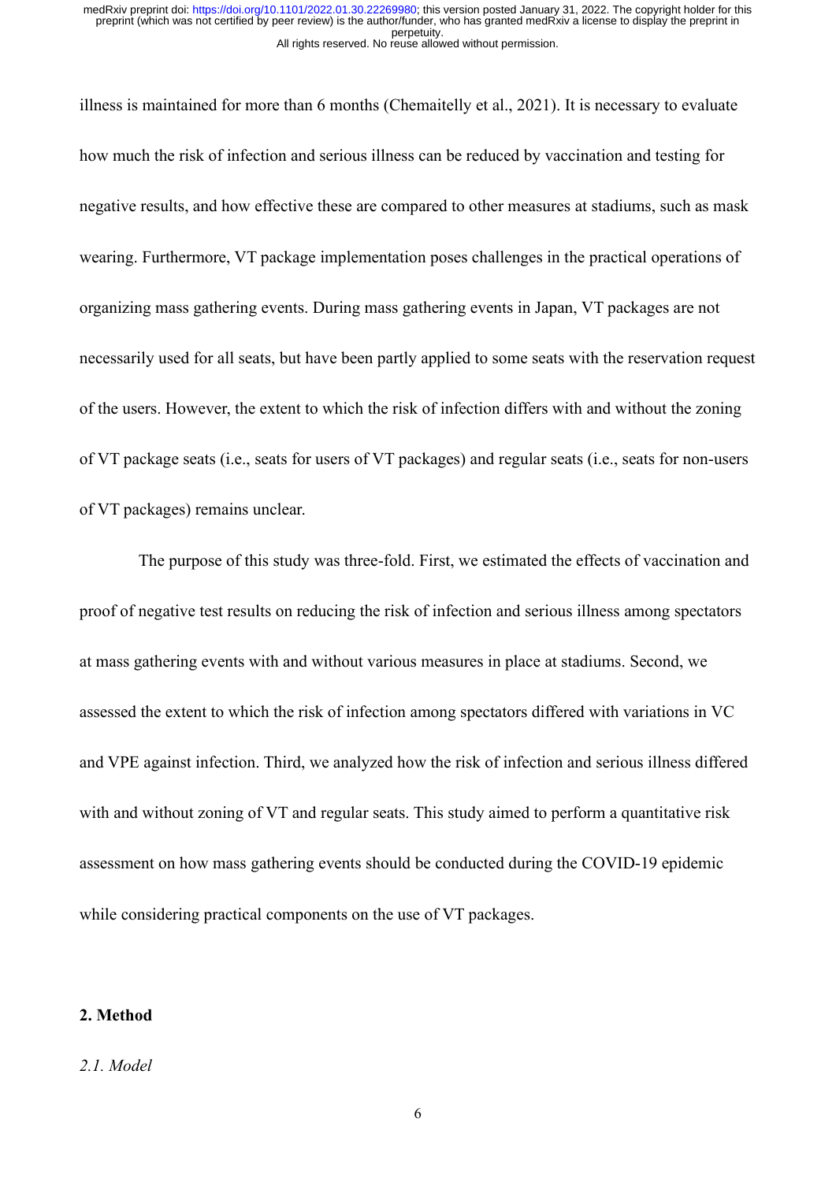illness is maintained for more than 6 months (Chemaitelly et al., 2021). It is necessary to evaluate how much the risk of infection and serious illness can be reduced by vaccination and testing for negative results, and how effective these are compared to other measures at stadiums, such as mask wearing. Furthermore, VT package implementation poses challenges in the practical operations of organizing mass gathering events. During mass gathering events in Japan, VT packages are not necessarily used for all seats, but have been partly applied to some seats with the reservation request of the users. However, the extent to which the risk of infection differs with and without the zoning of VT package seats (i.e., seats for users of VT packages) and regular seats (i.e., seats for non-users of VT packages) remains unclear.

The purpose of this study was three-fold. First, we estimated the effects of vaccination and proof of negative test results on reducing the risk of infection and serious illness among spectators at mass gathering events with and without various measures in place at stadiums. Second, we assessed the extent to which the risk of infection among spectators differed with variations in VC and VPE against infection. Third, we analyzed how the risk of infection and serious illness differed with and without zoning of VT and regular seats. This study aimed to perform a quantitative risk assessment on how mass gathering events should be conducted during the COVID-19 epidemic while considering practical components on the use of VT packages.

## 2. Method

### *2.1. Model*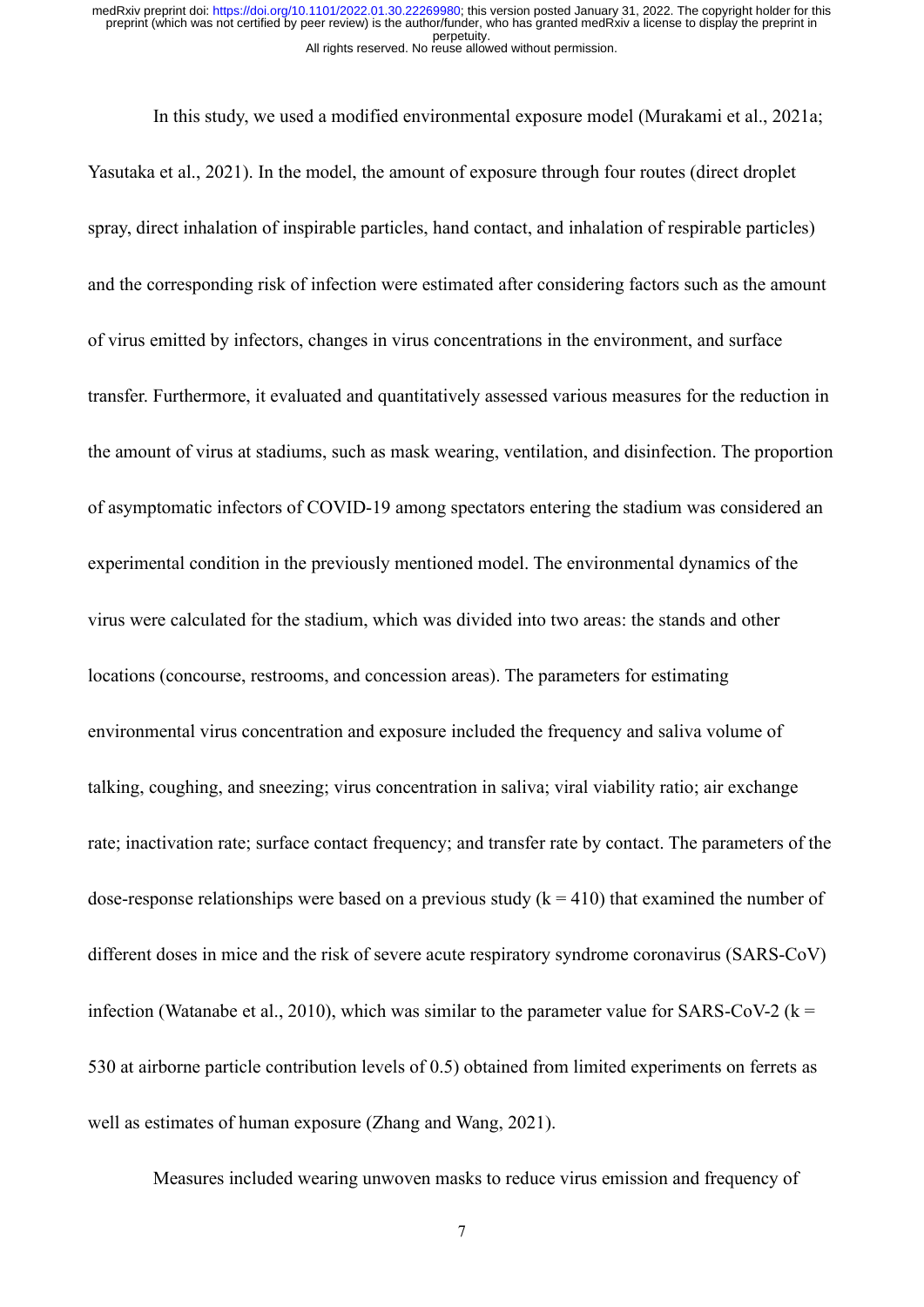In this study, we used a modified environmental exposure model (Murakami et al., 2021a; Yasutaka et al., 2021). In the model, the amount of exposure through four routes (direct droplet spray, direct inhalation of inspirable particles, hand contact, and inhalation of respirable particles) and the corresponding risk of infection were estimated after considering factors such as the amount of virus emitted by infectors, changes in virus concentrations in the environment, and surface transfer. Furthermore, it evaluated and quantitatively assessed various measures for the reduction in the amount of virus at stadiums, such as mask wearing, ventilation, and disinfection. The proportion of asymptomatic infectors of COVID-19 among spectators entering the stadium was considered an experimental condition in the previously mentioned model. The environmental dynamics of the virus were calculated for the stadium, which was divided into two areas: the stands and other locations (concourse, restrooms, and concession areas). The parameters for estimating environmental virus concentration and exposure included the frequency and saliva volume of talking, coughing, and sneezing; virus concentration in saliva; viral viability ratio; air exchange rate; inactivation rate; surface contact frequency; and transfer rate by contact. The parameters of the dose-response relationships were based on a previous study ($k = 410$) that examined the number of different doses in mice and the risk of severe acute respiratory syndrome coronavirus (SARS-CoV) infection (Watanabe et al., 2010), which was similar to the parameter value for SARS-CoV-2 ($k = 530$ at airborne particle contribution levels of 0.5) obtained from limited experiments on ferrets as well as estimates of human exposure (Zhang and Wang, 2021).

Measures included wearing unwoven masks to reduce virus emission and frequency of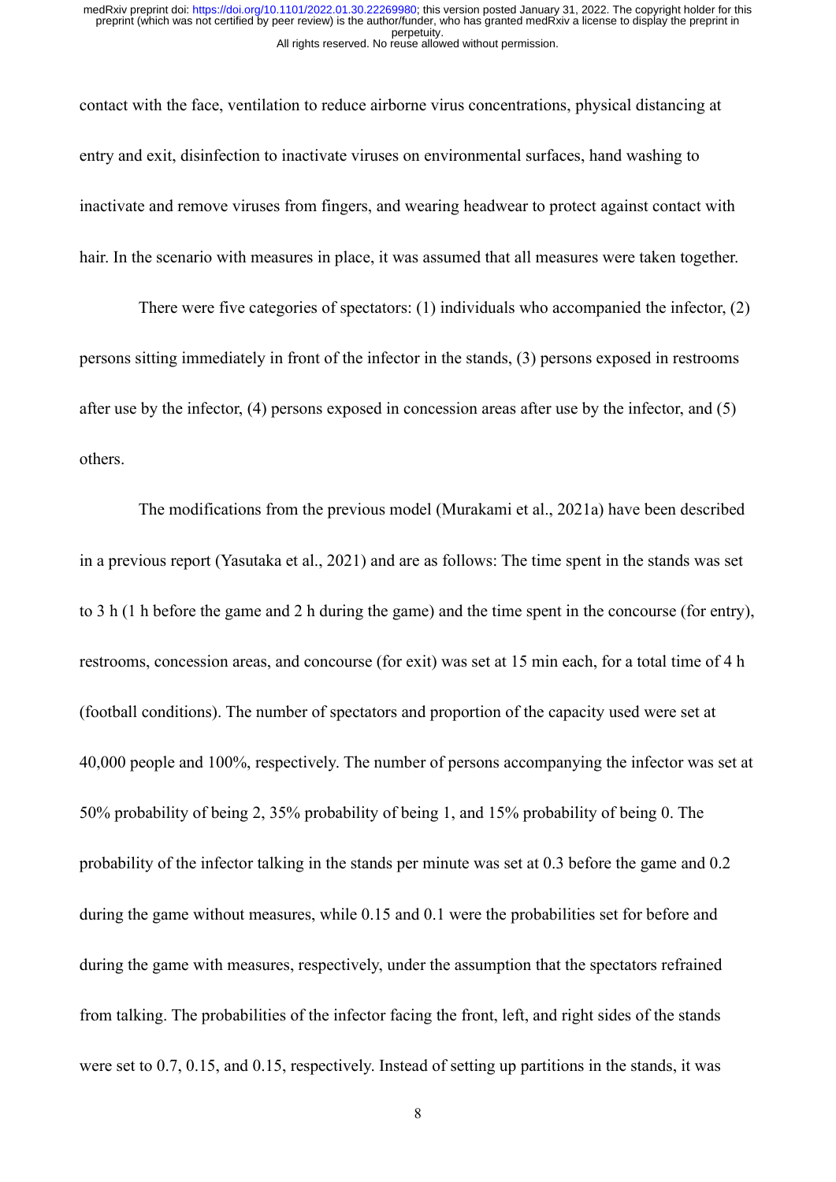contact with the face, ventilation to reduce airborne virus concentrations, physical distancing at entry and exit, disinfection to inactivate viruses on environmental surfaces, hand washing to inactivate and remove viruses from fingers, and wearing headwear to protect against contact with hair. In the scenario with measures in place, it was assumed that all measures were taken together.

There were five categories of spectators: (1) individuals who accompanied the infector, (2) persons sitting immediately in front of the infector in the stands, (3) persons exposed in restrooms after use by the infector, (4) persons exposed in concession areas after use by the infector, and (5) others.

The modifications from the previous model (Murakami et al., 2021a) have been described in a previous report (Yasutaka et al., 2021) and are as follows: The time spent in the stands was set to 3 h (1 h before the game and 2 h during the game) and the time spent in the concourse (for entry), restrooms, concession areas, and concourse (for exit) was set at 15 min each, for a total time of 4 h (football conditions). The number of spectators and proportion of the capacity used were set at 40,000 people and 100%, respectively. The number of persons accompanying the infector was set at 50% probability of being 2, 35% probability of being 1, and 15% probability of being 0. The probability of the infector talking in the stands per minute was set at 0.3 before the game and 0.2 during the game without measures, while 0.15 and 0.1 were the probabilities set for before and during the game with measures, respectively, under the assumption that the spectators refrained from talking. The probabilities of the infector facing the front, left, and right sides of the stands were set to 0.7, 0.15, and 0.15, respectively. Instead of setting up partitions in the stands, it was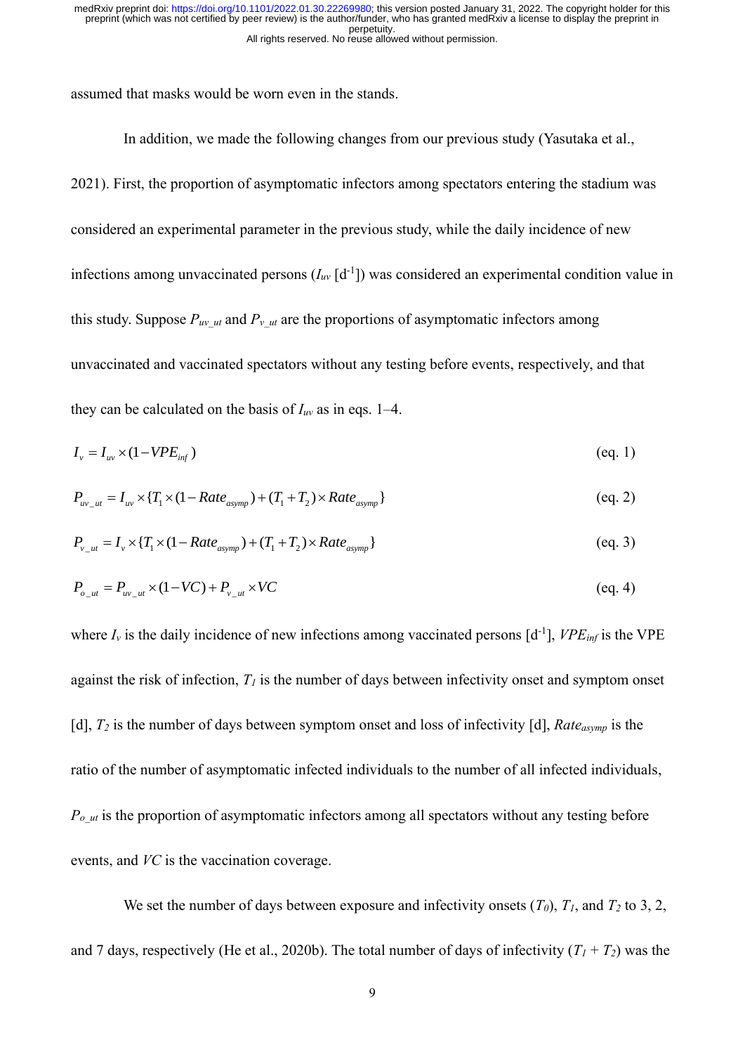assumed that masks would be worn even in the stands.

In addition, we made the following changes from our previous study (Yasutaka et al., 2021). First, the proportion of asymptomatic infectors among spectators entering the stadium was considered an experimental parameter in the previous study, while the daily incidence of new infections among unvaccinated persons ($I_{uv}$ [$d^{-1}$]) was considered an experimental condition value in this study. Suppose $P_{uv\_ut}$ and $P_{v\_ut}$ are the proportions of asymptomatic infectors among unvaccinated and vaccinated spectators without any testing before events, respectively, and that they can be calculated on the basis of $I_{uv}$ as in eqs. 1–4.

$$I_v = I_{uv} \times (1 - VPE_{inf}) \tag{eq. 1}$$

$$P_{uv\_ut} = I_{uv} \times \{T_1 \times (1 - Rate_{asymp}) + (T_1 + T_2) \times Rate_{asymp}\} \tag{eq. 2}$$

$$P_{v\_ut} = I_v \times \{T_1 \times (1 - Rate_{asymp}) + (T_1 + T_2) \times Rate_{asymp}\} \tag{eq. 3}$$

$$P_{o\_ut} = P_{uv\_ut} \times (1 - VC) + P_{v\_ut} \times VC \tag{eq. 4}$$

where $I_v$ is the daily incidence of new infections among vaccinated persons [$d^{-1}$], $VPE_{inf}$ is the VPE against the risk of infection, $T_1$ is the number of days between infectivity onset and symptom onset [d], $T_2$ is the number of days between symptom onset and loss of infectivity [d], $Rate_{asymp}$ is the ratio of the number of asymptomatic infected individuals to the number of all infected individuals, $P_{o\_ut}$ is the proportion of asymptomatic infectors among all spectators without any testing before events, and $VC$ is the vaccination coverage.

We set the number of days between exposure and infectivity onsets ($T_0$), $T_1$, and $T_2$ to 3, 2, and 7 days, respectively (He et al., 2020b). The total number of days of infectivity ($T_1 + T_2$) was the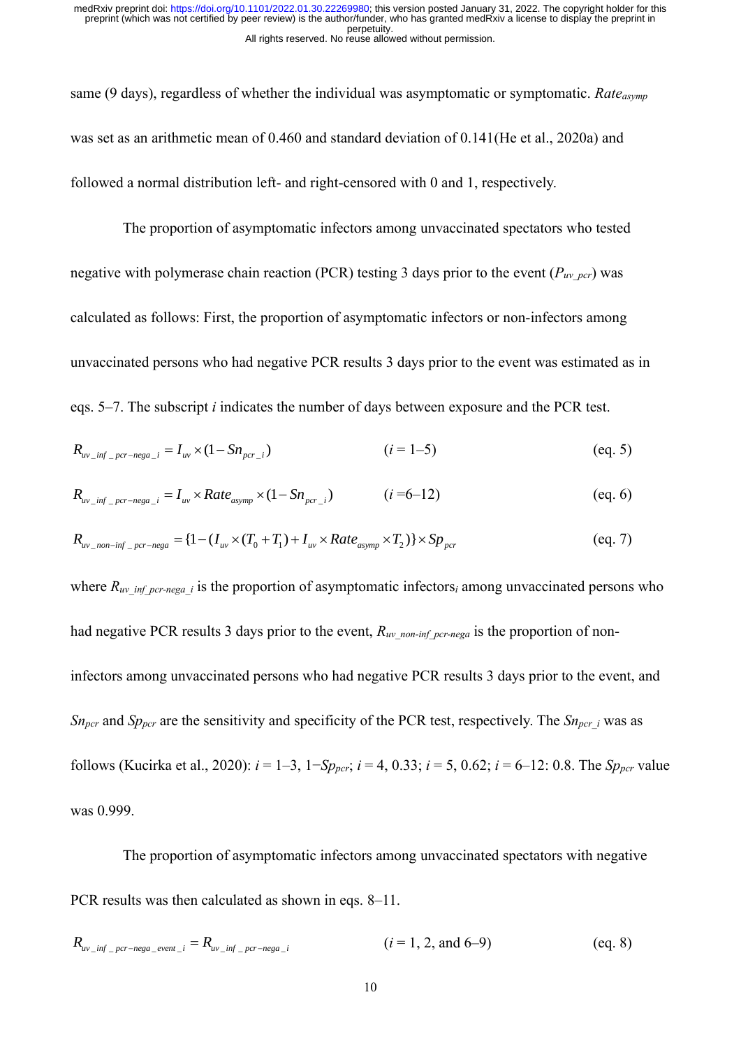same (9 days), regardless of whether the individual was asymptomatic or symptomatic. $Rate_{asymp}$ was set as an arithmetic mean of 0.460 and standard deviation of 0.141(He et al., 2020a) and followed a normal distribution left- and right-censored with 0 and 1, respectively.

The proportion of asymptomatic infectors among unvaccinated spectators who tested negative with polymerase chain reaction (PCR) testing 3 days prior to the event ($P_{uv\_pcr}$) was calculated as follows: First, the proportion of asymptomatic infectors or non-infectors among unvaccinated persons who had negative PCR results 3 days prior to the event was estimated as in eqs. 5–7. The subscript $i$ indicates the number of days between exposure and the PCR test.

$$R_{uv\_inf\_pcr-nega\_i} = I_{uv} \times (1 - Sn_{pcr\_i}) \qquad (i = 1\text{–}5) \qquad \text{(eq. 5)}$$

$$R_{uv\_inf\_pcr-nega\_i} = I_{uv} \times Rate_{asymp} \times (1 - Sn_{pcr\_i}) \qquad (i = 6\text{–}12) \qquad \text{(eq. 6)}$$

$$R_{uv\_non-inf\_pcr-nega} = \{1 - (I_{uv} \times (T_0 + T_1) + I_{uv} \times Rate_{asymp} \times T_2)\} \times Sp_{pcr} \qquad \text{(eq. 7)}$$

where $R_{uv\_inf\_pcr-nega\_i}$ is the proportion of asymptomatic infectors$_i$ among unvaccinated persons who had negative PCR results 3 days prior to the event, $R_{uv\_non-inf\_pcr-nega}$ is the proportion of non-infectors among unvaccinated persons who had negative PCR results 3 days prior to the event, and $Sn_{pcr}$ and $Sp_{pcr}$ are the sensitivity and specificity of the PCR test, respectively. The $Sn_{pcr\_i}$ was as follows (Kucirka et al., 2020): $i$ = 1–3, $1-Sp_{pcr}$; $i$ = 4, 0.33; $i$ = 5, 0.62; $i$ = 6–12: 0.8. The $Sp_{pcr}$ value was 0.999.

The proportion of asymptomatic infectors among unvaccinated spectators with negative PCR results was then calculated as shown in eqs. 8–11.

$$R_{uv\_inf\_pcr-nega\_event\_i} = R_{uv\_inf\_pcr-nega\_i} \qquad (i = 1, 2, \text{ and } 6\text{–}9) \qquad \text{(eq. 8)}$$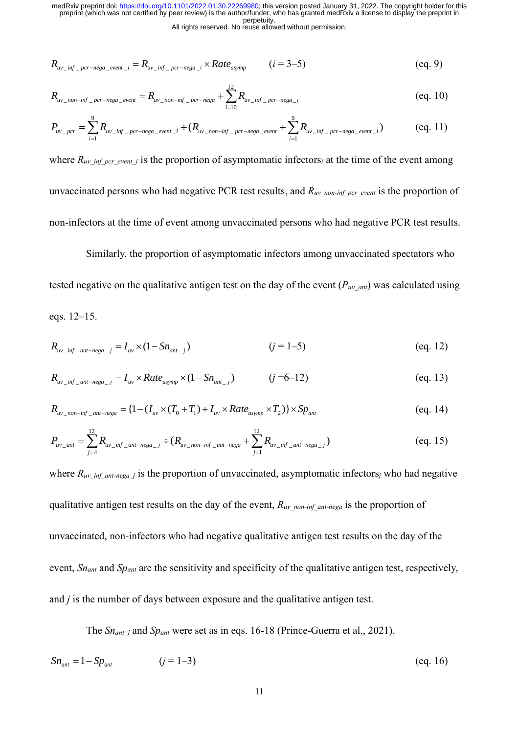$$R_{uv\_inf\_pcr-nega\_event\_i} = R_{uv\_inf\_pcr-nega\_i} \times Rate_{asymp} \qquad (i = 3\text{–}5) \qquad \text{(eq. 9)}$$

$$R_{uv\_non-inf\_pcr-nega\_event} = R_{uv\_non-inf\_pcr-nega} + \sum_{i=10}^{12} R_{uv\_inf\_pcr-nega\_i} \qquad \text{(eq. 10)}$$

$$P_{uv\_pcr} = \sum_{i=1}^{9} R_{uv\_inf\_pcr-nega\_event\_i} \div (R_{uv\_non-inf\_pcr-nega\_event} + \sum_{i=1}^{9} R_{uv\_inf\_pcr-nega\_event\_i}) \qquad \text{(eq. 11)}$$

where $R_{uv\_inf\_pcr\_event\_i}$ is the proportion of asymptomatic infectors$_i$ at the time of the event among unvaccinated persons who had negative PCR test results, and $R_{uv\_non-inf\_pcr\_event}$ is the proportion of non-infectors at the time of event among unvaccinated persons who had negative PCR test results.

Similarly, the proportion of asymptomatic infectors among unvaccinated spectators who tested negative on the qualitative antigen test on the day of the event ($P_{uv\_ant}$) was calculated using eqs. 12–15.

$$R_{uv\_inf\_ant-nega\_j} = I_{uv} \times (1 - Sn_{ant\_j}) \qquad (j = 1\text{–}5) \qquad \text{(eq. 12)}$$

$$R_{uv\_inf\_ant-nega\_j} = I_{uv} \times Rate_{asymp} \times (1 - Sn_{ant\_j}) \qquad (j = 6\text{–}12) \qquad \text{(eq. 13)}$$

$$R_{uv\_non-inf\_ant-nega} = \{1 - (I_{uv} \times (T_0 + T_1) + I_{uv} \times Rate_{asymp} \times T_2)\} \times Sp_{ant} \qquad \text{(eq. 14)}$$

$$P_{uv\_ant} = \sum_{j=4}^{12} R_{uv\_inf\_ant-nega\_j} \div (R_{uv\_non-inf\_ant-nega} + \sum_{j=1}^{12} R_{uv\_inf\_ant-nega\_j}) \qquad \text{(eq. 15)}$$

where $R_{uv\_inf\_ant-nega\_j}$ is the proportion of unvaccinated, asymptomatic infectors$_j$ who had negative qualitative antigen test results on the day of the event, $R_{uv\_non-inf\_ant-nega}$ is the proportion of unvaccinated, non-infectors who had negative qualitative antigen test results on the day of the event, $Sn_{ant}$ and $Sp_{ant}$ are the sensitivity and specificity of the qualitative antigen test, respectively, and $j$ is the number of days between exposure and the qualitative antigen test.

The $Sn_{ant\_j}$ and $Sp_{ant}$ were set as in eqs. 16-18 (Prince-Guerra et al., 2021).

$$Sn_{ant} = 1 - Sp_{ant} \qquad (j = 1\text{–}3) \qquad \text{(eq. 16)}$$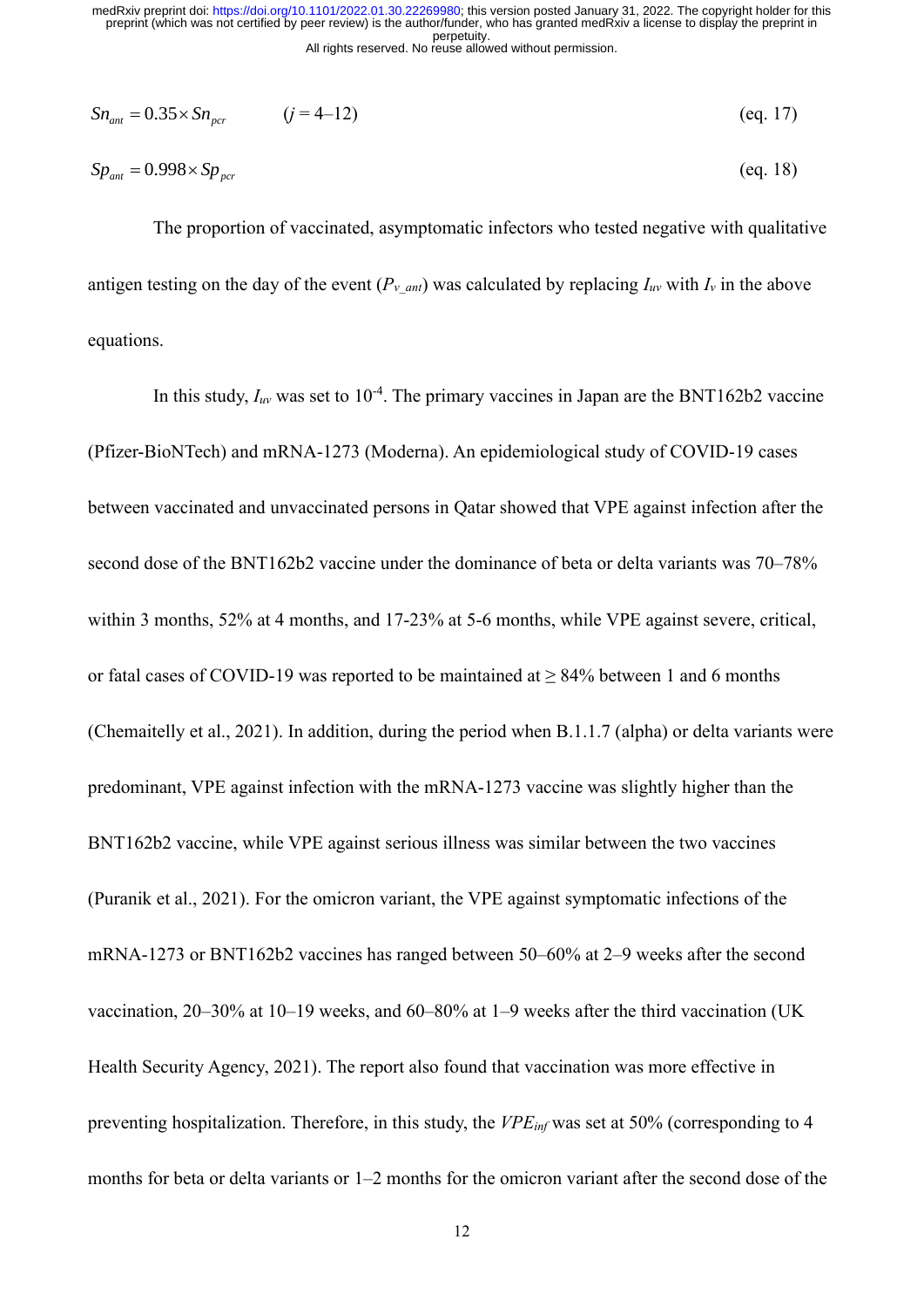$$Sn_{ant} = 0.35 \times Sn_{pcr} \qquad (j = 4\text{–}12) \qquad \text{(eq. 17)}$$

$$Sp_{ant} = 0.998 \times Sp_{pcr} \qquad \text{(eq. 18)}$$

The proportion of vaccinated, asymptomatic infectors who tested negative with qualitative antigen testing on the day of the event ($P_{v\_ant}$) was calculated by replacing $I_{uv}$ with $I_v$ in the above equations.

In this study, $I_{uv}$ was set to $10^{-4}$. The primary vaccines in Japan are the BNT162b2 vaccine (Pfizer-BioNTech) and mRNA-1273 (Moderna). An epidemiological study of COVID-19 cases between vaccinated and unvaccinated persons in Qatar showed that VPE against infection after the second dose of the BNT162b2 vaccine under the dominance of beta or delta variants was 70–78% within 3 months, 52% at 4 months, and 17-23% at 5-6 months, while VPE against severe, critical, or fatal cases of COVID-19 was reported to be maintained at ≥ 84% between 1 and 6 months (Chemaitelly et al., 2021). In addition, during the period when B.1.1.7 (alpha) or delta variants were predominant, VPE against infection with the mRNA-1273 vaccine was slightly higher than the BNT162b2 vaccine, while VPE against serious illness was similar between the two vaccines (Puranik et al., 2021). For the omicron variant, the VPE against symptomatic infections of the mRNA-1273 or BNT162b2 vaccines has ranged between 50–60% at 2–9 weeks after the second vaccination, 20–30% at 10–19 weeks, and 60–80% at 1–9 weeks after the third vaccination (UK Health Security Agency, 2021). The report also found that vaccination was more effective in preventing hospitalization. Therefore, in this study, the $VPE_{inf}$ was set at 50% (corresponding to 4 months for beta or delta variants or 1–2 months for the omicron variant after the second dose of the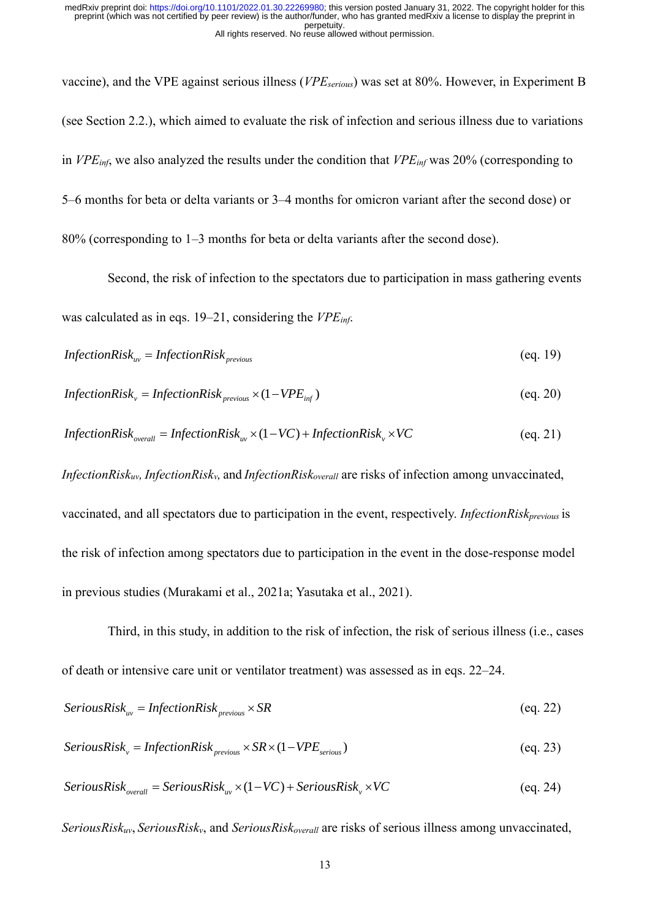vaccine), and the VPE against serious illness ($VPE_{serious}$) was set at 80%. However, in Experiment B (see Section 2.2.), which aimed to evaluate the risk of infection and serious illness due to variations in $VPE_{inf}$, we also analyzed the results under the condition that $VPE_{inf}$ was 20% (corresponding to 5–6 months for beta or delta variants or 3–4 months for omicron variant after the second dose) or 80% (corresponding to 1–3 months for beta or delta variants after the second dose).

Second, the risk of infection to the spectators due to participation in mass gathering events was calculated as in eqs. 19–21, considering the $VPE_{inf}$.

$$InfectionRisk_{uv} = InfectionRisk_{previous} \quad \text{(eq. 19)}$$

$$InfectionRisk_{v} = InfectionRisk_{previous} \times (1 - VPE_{inf}) \quad \text{(eq. 20)}$$

$$InfectionRisk_{overall} = InfectionRisk_{uv} \times (1 - VC) + InfectionRisk_{v} \times VC \quad \text{(eq. 21)}$$

$InfectionRisk_{uv}$, $InfectionRisk_{v}$, and $InfectionRisk_{overall}$ are risks of infection among unvaccinated, vaccinated, and all spectators due to participation in the event, respectively. $InfectionRisk_{previous}$ is the risk of infection among spectators due to participation in the event in the dose-response model in previous studies (Murakami et al., 2021a; Yasutaka et al., 2021).

Third, in this study, in addition to the risk of infection, the risk of serious illness (i.e., cases of death or intensive care unit or ventilator treatment) was assessed as in eqs. 22–24.

$$SeriousRisk_{uv} = InfectionRisk_{previous} \times SR \quad \text{(eq. 22)}$$

$$SeriousRisk_{v} = InfectionRisk_{previous} \times SR \times (1 - VPE_{serious}) \quad \text{(eq. 23)}$$

$$SeriousRisk_{overall} = SeriousRisk_{uv} \times (1 - VC) + SeriousRisk_{v} \times VC \quad \text{(eq. 24)}$$

$SeriousRisk_{uv}$, $SeriousRisk_{v}$, and $SeriousRisk_{overall}$ are risks of serious illness among unvaccinated,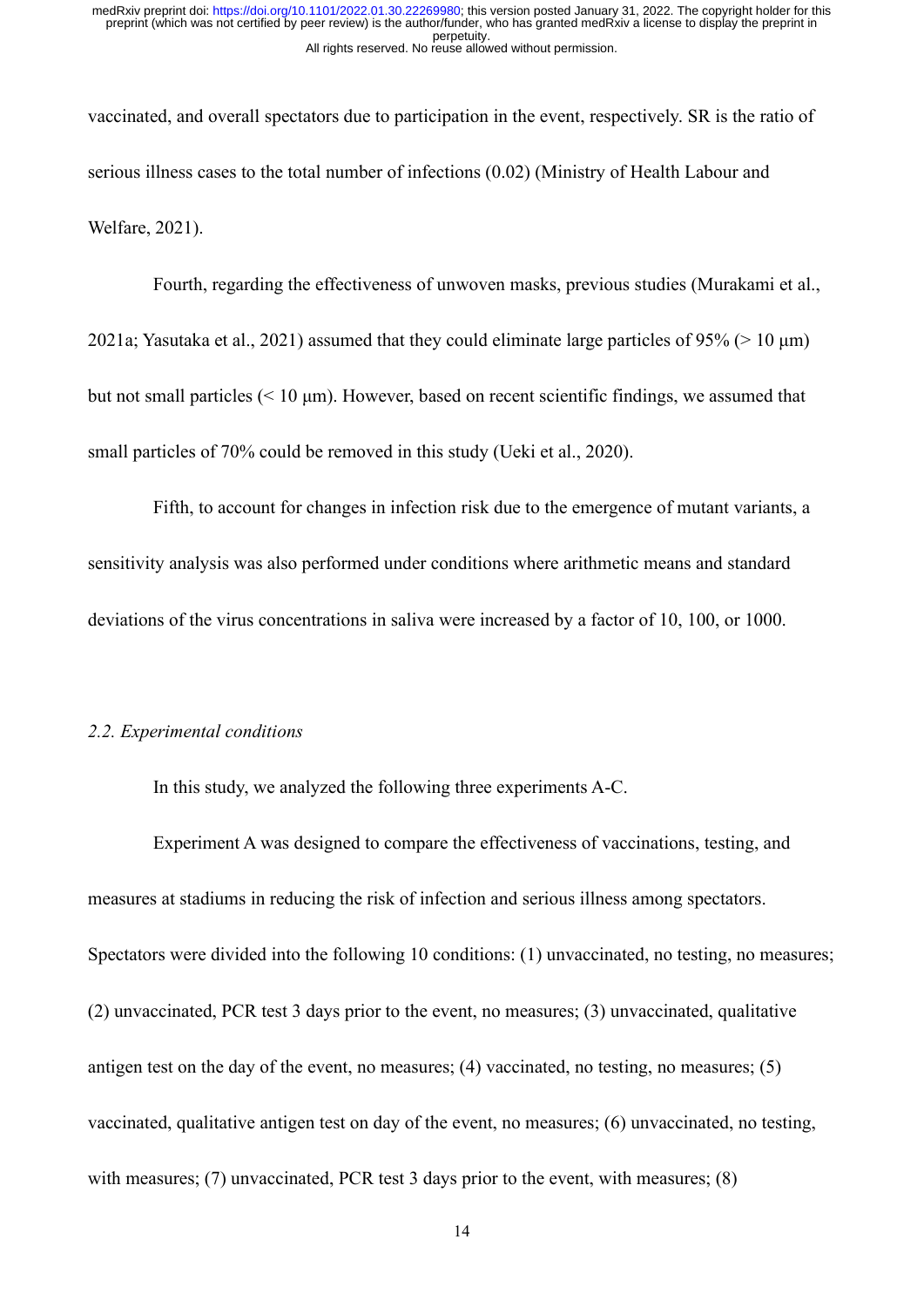vaccinated, and overall spectators due to participation in the event, respectively. SR is the ratio of serious illness cases to the total number of infections (0.02) (Ministry of Health Labour and Welfare, 2021).

Fourth, regarding the effectiveness of unwoven masks, previous studies (Murakami et al., 2021a; Yasutaka et al., 2021) assumed that they could eliminate large particles of 95% (> 10 μm) but not small particles (< 10 μm). However, based on recent scientific findings, we assumed that small particles of 70% could be removed in this study (Ueki et al., 2020).

Fifth, to account for changes in infection risk due to the emergence of mutant variants, a sensitivity analysis was also performed under conditions where arithmetic means and standard deviations of the virus concentrations in saliva were increased by a factor of 10, 100, or 1000.

### *2.2. Experimental conditions*

In this study, we analyzed the following three experiments A-C.

Experiment A was designed to compare the effectiveness of vaccinations, testing, and measures at stadiums in reducing the risk of infection and serious illness among spectators. Spectators were divided into the following 10 conditions: (1) unvaccinated, no testing, no measures; (2) unvaccinated, PCR test 3 days prior to the event, no measures; (3) unvaccinated, qualitative antigen test on the day of the event, no measures; (4) vaccinated, no testing, no measures; (5) vaccinated, qualitative antigen test on day of the event, no measures; (6) unvaccinated, no testing, with measures; (7) unvaccinated, PCR test 3 days prior to the event, with measures; (8)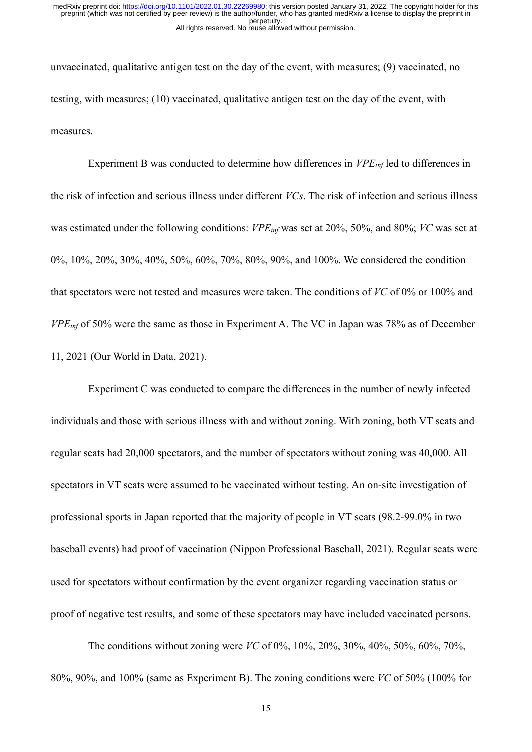unvaccinated, qualitative antigen test on the day of the event, with measures; (9) vaccinated, no testing, with measures; (10) vaccinated, qualitative antigen test on the day of the event, with measures.

Experiment B was conducted to determine how differences in $VPE_{inf}$ led to differences in the risk of infection and serious illness under different *VCs*. The risk of infection and serious illness was estimated under the following conditions: $VPE_{inf}$ was set at 20%, 50%, and 80%; *VC* was set at 0%, 10%, 20%, 30%, 40%, 50%, 60%, 70%, 80%, 90%, and 100%. We considered the condition that spectators were not tested and measures were taken. The conditions of *VC* of 0% or 100% and $VPE_{inf}$ of 50% were the same as those in Experiment A. The VC in Japan was 78% as of December 11, 2021 (Our World in Data, 2021).

Experiment C was conducted to compare the differences in the number of newly infected individuals and those with serious illness with and without zoning. With zoning, both VT seats and regular seats had 20,000 spectators, and the number of spectators without zoning was 40,000. All spectators in VT seats were assumed to be vaccinated without testing. An on-site investigation of professional sports in Japan reported that the majority of people in VT seats (98.2-99.0% in two baseball events) had proof of vaccination (Nippon Professional Baseball, 2021). Regular seats were used for spectators without confirmation by the event organizer regarding vaccination status or proof of negative test results, and some of these spectators may have included vaccinated persons.

The conditions without zoning were *VC* of 0%, 10%, 20%, 30%, 40%, 50%, 60%, 70%, 80%, 90%, and 100% (same as Experiment B). The zoning conditions were *VC* of 50% (100% for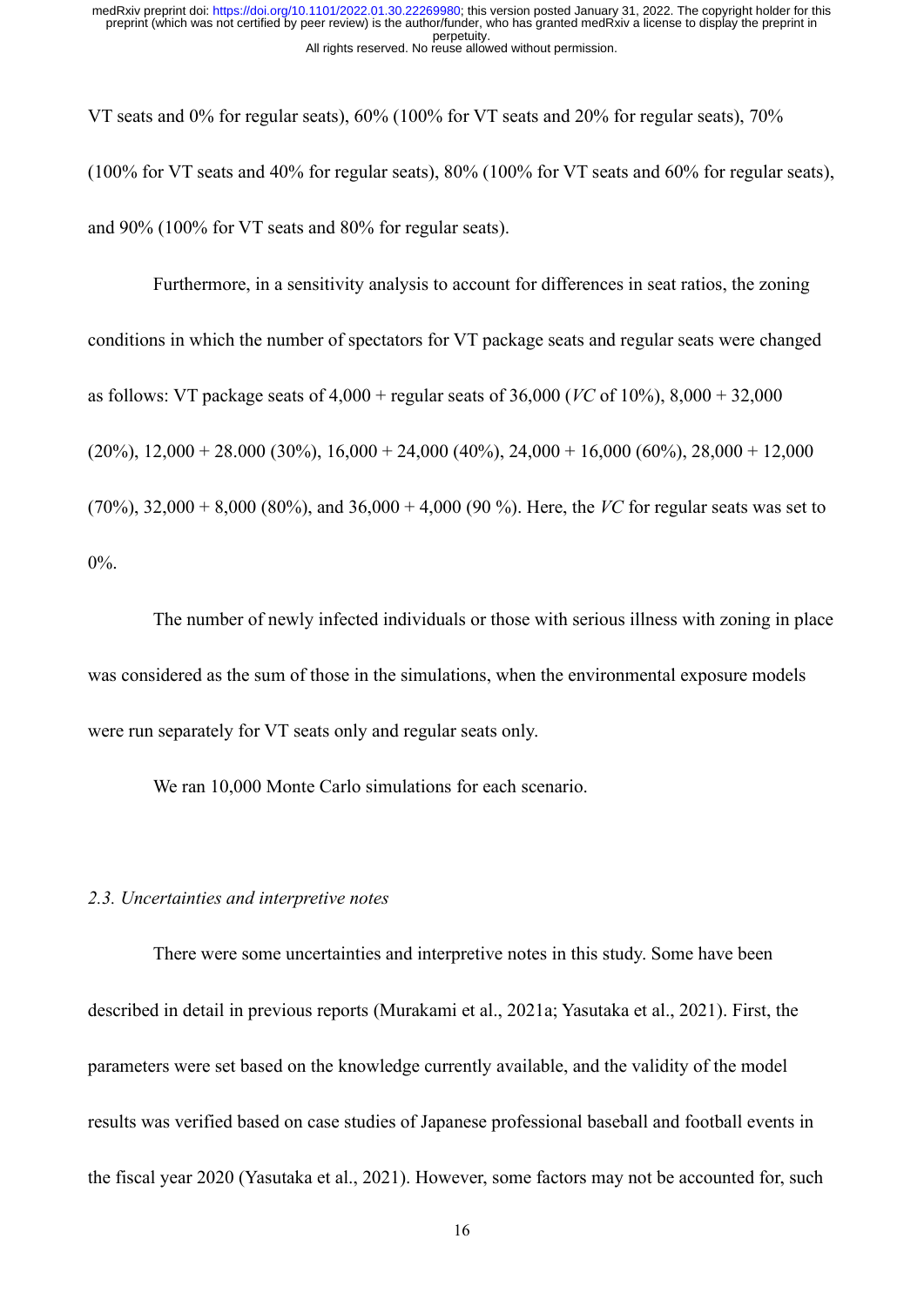VT seats and 0% for regular seats), 60% (100% for VT seats and 20% for regular seats), 70% (100% for VT seats and 40% for regular seats), 80% (100% for VT seats and 60% for regular seats), and 90% (100% for VT seats and 80% for regular seats).

Furthermore, in a sensitivity analysis to account for differences in seat ratios, the zoning conditions in which the number of spectators for VT package seats and regular seats were changed as follows: VT package seats of 4,000 + regular seats of 36,000 (*VC* of 10%), 8,000 + 32,000 (20%), 12,000 + 28.000 (30%), 16,000 + 24,000 (40%), 24,000 + 16,000 (60%), 28,000 + 12,000 (70%), 32,000 + 8,000 (80%), and 36,000 + 4,000 (90 %). Here, the *VC* for regular seats was set to 0%.

The number of newly infected individuals or those with serious illness with zoning in place was considered as the sum of those in the simulations, when the environmental exposure models were run separately for VT seats only and regular seats only.

We ran 10,000 Monte Carlo simulations for each scenario.

### *2.3. Uncertainties and interpretive notes*

There were some uncertainties and interpretive notes in this study. Some have been described in detail in previous reports (Murakami et al., 2021a; Yasutaka et al., 2021). First, the parameters were set based on the knowledge currently available, and the validity of the model results was verified based on case studies of Japanese professional baseball and football events in the fiscal year 2020 (Yasutaka et al., 2021). However, some factors may not be accounted for, such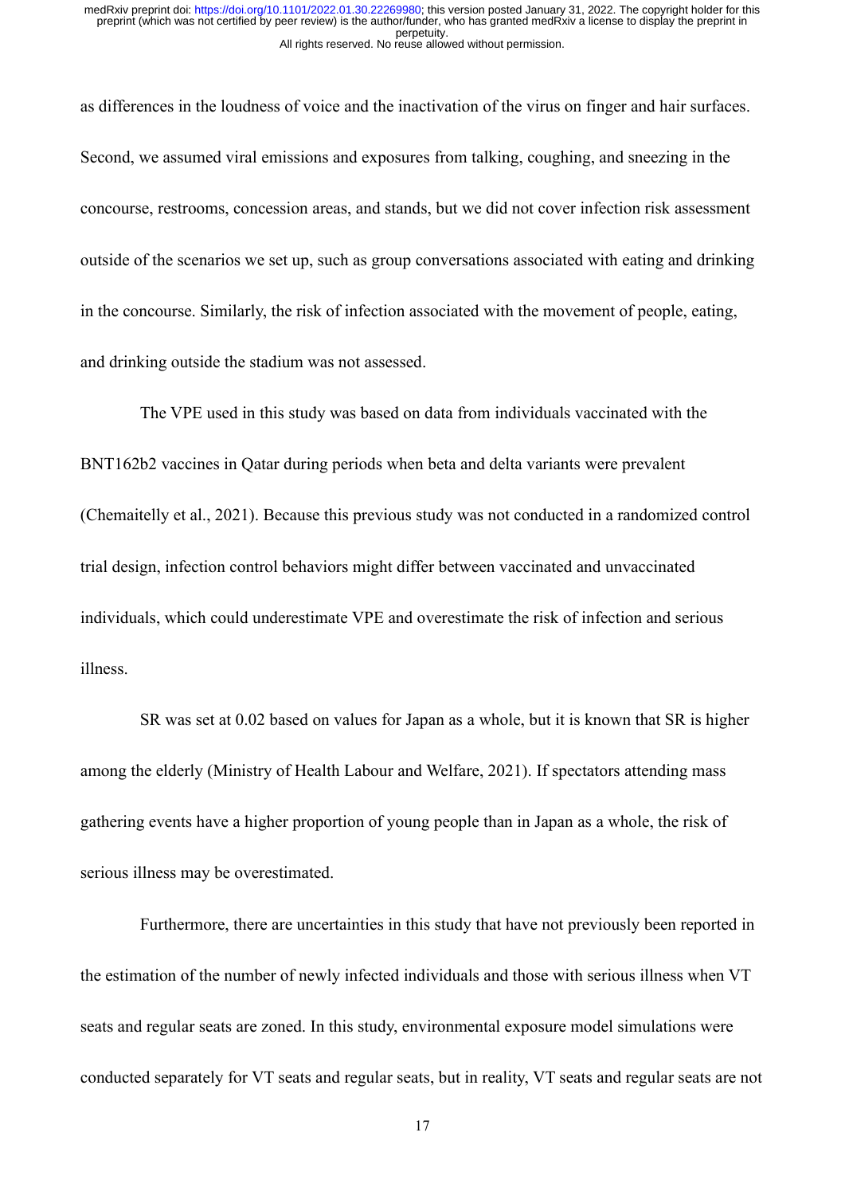as differences in the loudness of voice and the inactivation of the virus on finger and hair surfaces. Second, we assumed viral emissions and exposures from talking, coughing, and sneezing in the concourse, restrooms, concession areas, and stands, but we did not cover infection risk assessment outside of the scenarios we set up, such as group conversations associated with eating and drinking in the concourse. Similarly, the risk of infection associated with the movement of people, eating, and drinking outside the stadium was not assessed.

The VPE used in this study was based on data from individuals vaccinated with the BNT162b2 vaccines in Qatar during periods when beta and delta variants were prevalent (Chemaitelly et al., 2021). Because this previous study was not conducted in a randomized control trial design, infection control behaviors might differ between vaccinated and unvaccinated individuals, which could underestimate VPE and overestimate the risk of infection and serious illness.

SR was set at 0.02 based on values for Japan as a whole, but it is known that SR is higher among the elderly (Ministry of Health Labour and Welfare, 2021). If spectators attending mass gathering events have a higher proportion of young people than in Japan as a whole, the risk of serious illness may be overestimated.

Furthermore, there are uncertainties in this study that have not previously been reported in the estimation of the number of newly infected individuals and those with serious illness when VT seats and regular seats are zoned. In this study, environmental exposure model simulations were conducted separately for VT seats and regular seats, but in reality, VT seats and regular seats are not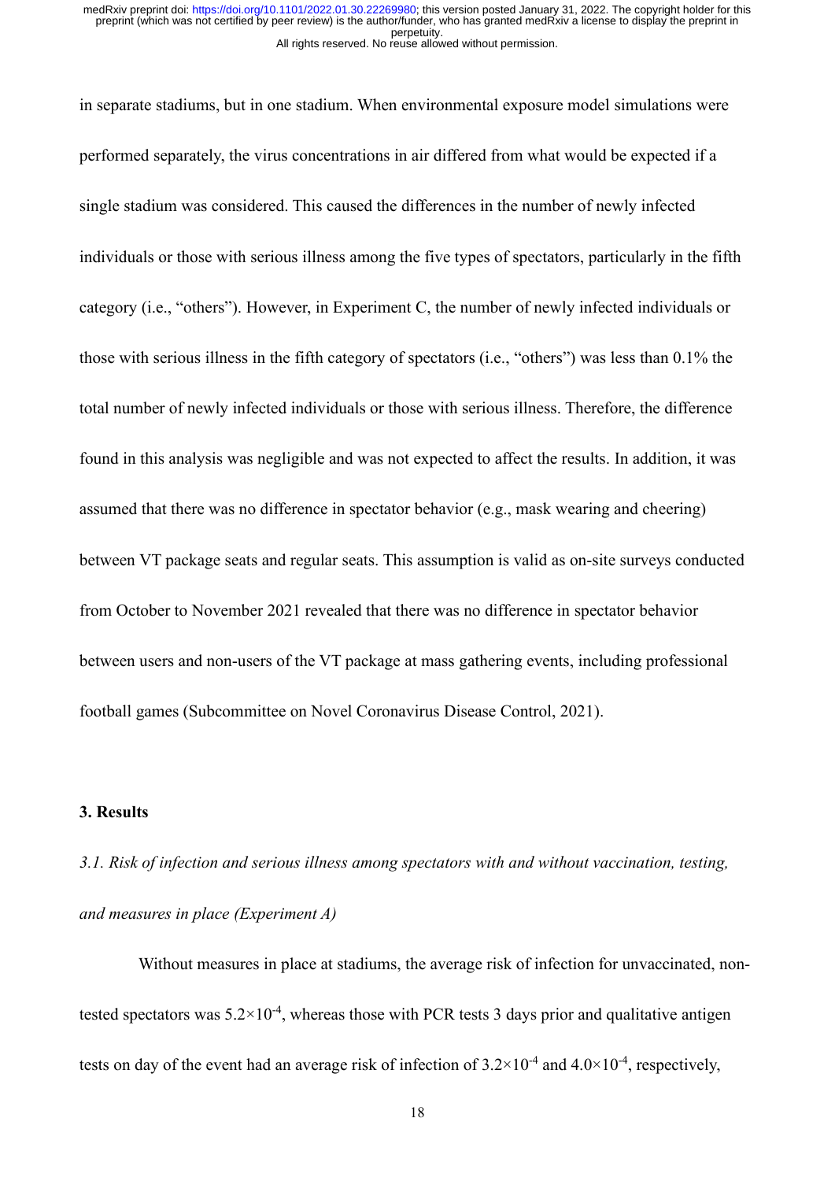in separate stadiums, but in one stadium. When environmental exposure model simulations were performed separately, the virus concentrations in air differed from what would be expected if a single stadium was considered. This caused the differences in the number of newly infected individuals or those with serious illness among the five types of spectators, particularly in the fifth category (i.e., “others”). However, in Experiment C, the number of newly infected individuals or those with serious illness in the fifth category of spectators (i.e., “others”) was less than 0.1% the total number of newly infected individuals or those with serious illness. Therefore, the difference found in this analysis was negligible and was not expected to affect the results. In addition, it was assumed that there was no difference in spectator behavior (e.g., mask wearing and cheering) between VT package seats and regular seats. This assumption is valid as on-site surveys conducted from October to November 2021 revealed that there was no difference in spectator behavior between users and non-users of the VT package at mass gathering events, including professional football games (Subcommittee on Novel Coronavirus Disease Control, 2021).

## 3. Results

### *3.1. Risk of infection and serious illness among spectators with and without vaccination, testing, and measures in place (Experiment A)*

Without measures in place at stadiums, the average risk of infection for unvaccinated, non-tested spectators was $5.2\times10^{-4}$, whereas those with PCR tests 3 days prior and qualitative antigen tests on day of the event had an average risk of infection of $3.2\times10^{-4}$ and $4.0\times10^{-4}$, respectively,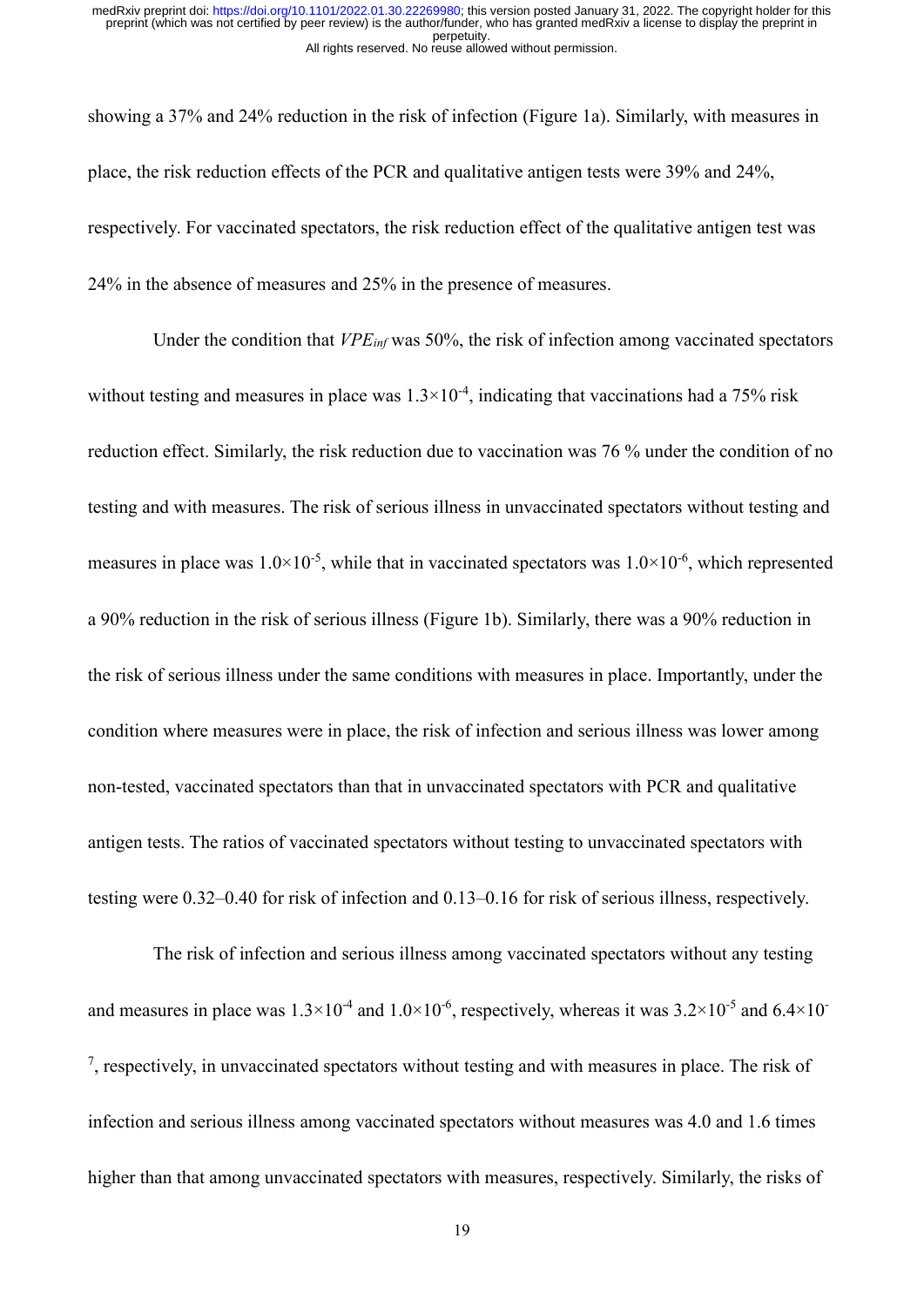showing a 37% and 24% reduction in the risk of infection (Figure 1a). Similarly, with measures in place, the risk reduction effects of the PCR and qualitative antigen tests were 39% and 24%, respectively. For vaccinated spectators, the risk reduction effect of the qualitative antigen test was 24% in the absence of measures and 25% in the presence of measures.

Under the condition that $VPE_{inf}$ was 50%, the risk of infection among vaccinated spectators without testing and measures in place was $1.3 \times 10^{-4}$, indicating that vaccinations had a 75% risk reduction effect. Similarly, the risk reduction due to vaccination was 76 % under the condition of no testing and with measures. The risk of serious illness in unvaccinated spectators without testing and measures in place was $1.0 \times 10^{-5}$, while that in vaccinated spectators was $1.0 \times 10^{-6}$, which represented a 90% reduction in the risk of serious illness (Figure 1b). Similarly, there was a 90% reduction in the risk of serious illness under the same conditions with measures in place. Importantly, under the condition where measures were in place, the risk of infection and serious illness was lower among non-tested, vaccinated spectators than that in unvaccinated spectators with PCR and qualitative antigen tests. The ratios of vaccinated spectators without testing to unvaccinated spectators with testing were 0.32–0.40 for risk of infection and 0.13–0.16 for risk of serious illness, respectively.

The risk of infection and serious illness among vaccinated spectators without any testing and measures in place was $1.3 \times 10^{-4}$ and $1.0 \times 10^{-6}$, respectively, whereas it was $3.2 \times 10^{-5}$ and $6.4 \times 10^{-7}$, respectively, in unvaccinated spectators without testing and with measures in place. The risk of infection and serious illness among vaccinated spectators without measures was 4.0 and 1.6 times higher than that among unvaccinated spectators with measures, respectively. Similarly, the risks of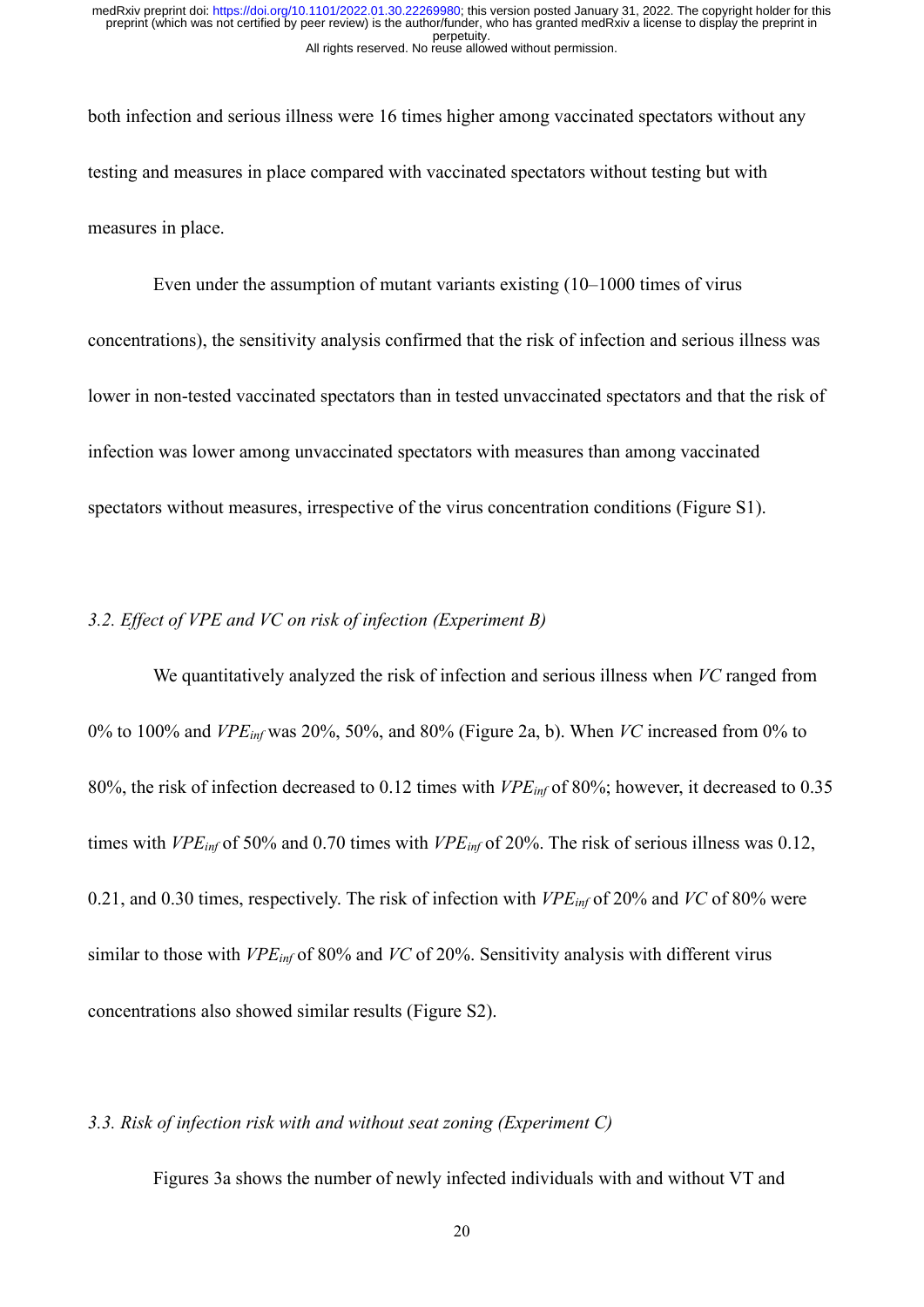both infection and serious illness were 16 times higher among vaccinated spectators without any testing and measures in place compared with vaccinated spectators without testing but with measures in place.

Even under the assumption of mutant variants existing (10–1000 times of virus concentrations), the sensitivity analysis confirmed that the risk of infection and serious illness was lower in non-tested vaccinated spectators than in tested unvaccinated spectators and that the risk of infection was lower among unvaccinated spectators with measures than among vaccinated spectators without measures, irrespective of the virus concentration conditions (Figure S1).

### *3.2. Effect of VPE and VC on risk of infection (Experiment B)*

We quantitatively analyzed the risk of infection and serious illness when $VC$ ranged from 0% to 100% and $VPE_{inf}$ was 20%, 50%, and 80% (Figure 2a, b). When $VC$ increased from 0% to 80%, the risk of infection decreased to 0.12 times with $VPE_{inf}$ of 80%; however, it decreased to 0.35 times with $VPE_{inf}$ of 50% and 0.70 times with $VPE_{inf}$ of 20%. The risk of serious illness was 0.12, 0.21, and 0.30 times, respectively. The risk of infection with $VPE_{inf}$ of 20% and $VC$ of 80% were similar to those with $VPE_{inf}$ of 80% and $VC$ of 20%. Sensitivity analysis with different virus concentrations also showed similar results (Figure S2).

### *3.3. Risk of infection risk with and without seat zoning (Experiment C)*

Figures 3a shows the number of newly infected individuals with and without VT and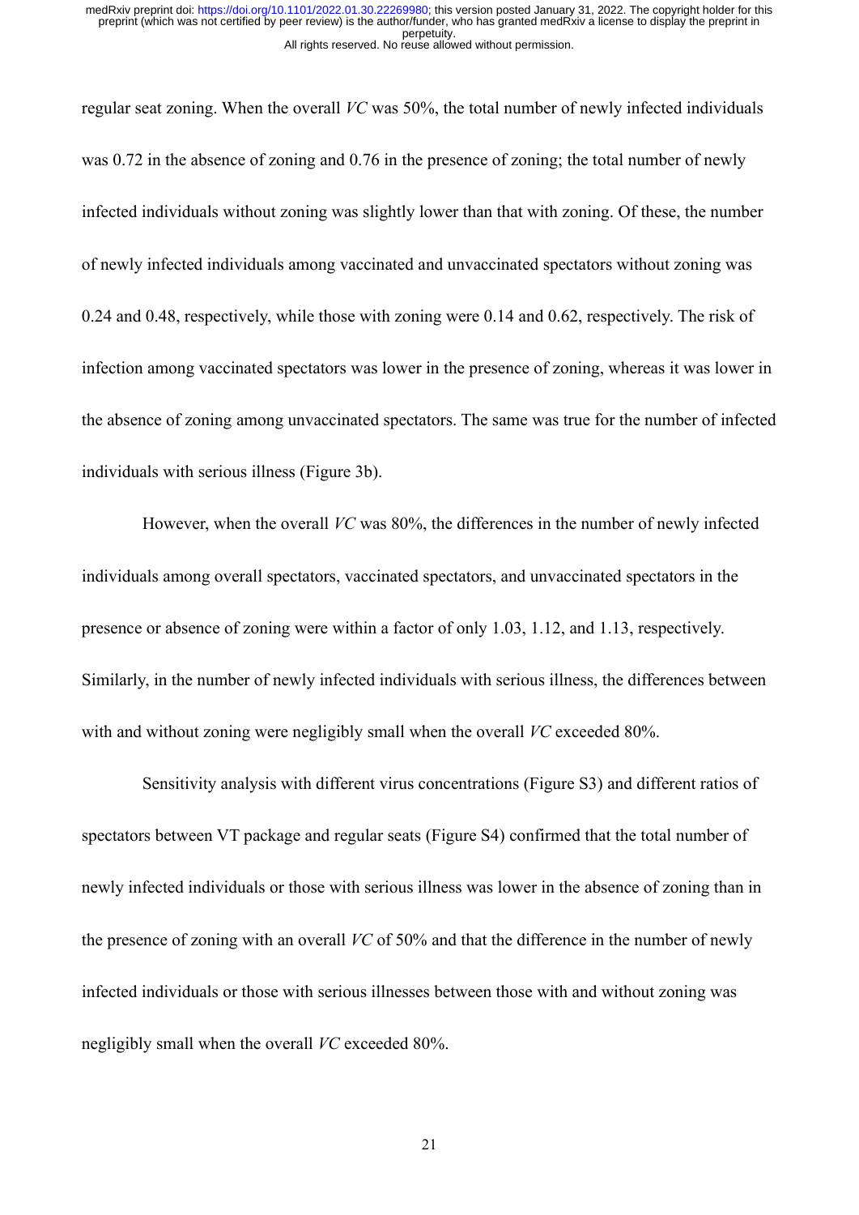regular seat zoning. When the overall *VC* was 50%, the total number of newly infected individuals was 0.72 in the absence of zoning and 0.76 in the presence of zoning; the total number of newly infected individuals without zoning was slightly lower than that with zoning. Of these, the number of newly infected individuals among vaccinated and unvaccinated spectators without zoning was 0.24 and 0.48, respectively, while those with zoning were 0.14 and 0.62, respectively. The risk of infection among vaccinated spectators was lower in the presence of zoning, whereas it was lower in the absence of zoning among unvaccinated spectators. The same was true for the number of infected individuals with serious illness (Figure 3b).

However, when the overall *VC* was 80%, the differences in the number of newly infected individuals among overall spectators, vaccinated spectators, and unvaccinated spectators in the presence or absence of zoning were within a factor of only 1.03, 1.12, and 1.13, respectively. Similarly, in the number of newly infected individuals with serious illness, the differences between with and without zoning were negligibly small when the overall *VC* exceeded 80%.

Sensitivity analysis with different virus concentrations (Figure S3) and different ratios of spectators between VT package and regular seats (Figure S4) confirmed that the total number of newly infected individuals or those with serious illness was lower in the absence of zoning than in the presence of zoning with an overall *VC* of 50% and that the difference in the number of newly infected individuals or those with serious illnesses between those with and without zoning was negligibly small when the overall *VC* exceeded 80%.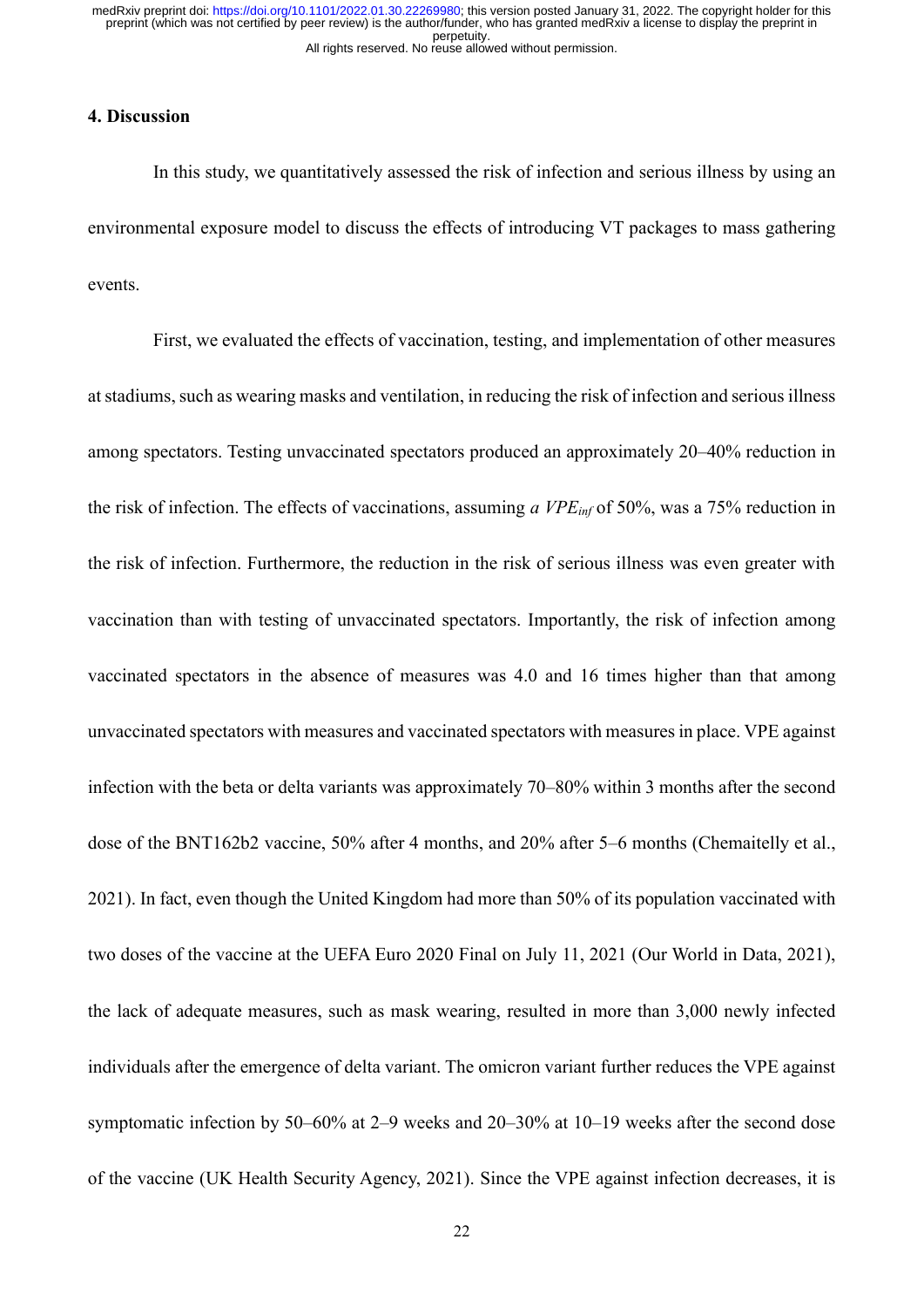## 4. Discussion

In this study, we quantitatively assessed the risk of infection and serious illness by using an environmental exposure model to discuss the effects of introducing VT packages to mass gathering events.

First, we evaluated the effects of vaccination, testing, and implementation of other measures at stadiums, such as wearing masks and ventilation, in reducing the risk of infection and serious illness among spectators. Testing unvaccinated spectators produced an approximately 20–40% reduction in the risk of infection. The effects of vaccinations, assuming *a* $VPE_{inf}$ of 50%, was a 75% reduction in the risk of infection. Furthermore, the reduction in the risk of serious illness was even greater with vaccination than with testing of unvaccinated spectators. Importantly, the risk of infection among vaccinated spectators in the absence of measures was 4.0 and 16 times higher than that among unvaccinated spectators with measures and vaccinated spectators with measures in place. VPE against infection with the beta or delta variants was approximately 70–80% within 3 months after the second dose of the BNT162b2 vaccine, 50% after 4 months, and 20% after 5–6 months (Chemaitelly et al., 2021). In fact, even though the United Kingdom had more than 50% of its population vaccinated with two doses of the vaccine at the UEFA Euro 2020 Final on July 11, 2021 (Our World in Data, 2021), the lack of adequate measures, such as mask wearing, resulted in more than 3,000 newly infected individuals after the emergence of delta variant. The omicron variant further reduces the VPE against symptomatic infection by 50–60% at 2–9 weeks and 20–30% at 10–19 weeks after the second dose of the vaccine (UK Health Security Agency, 2021). Since the VPE against infection decreases, it is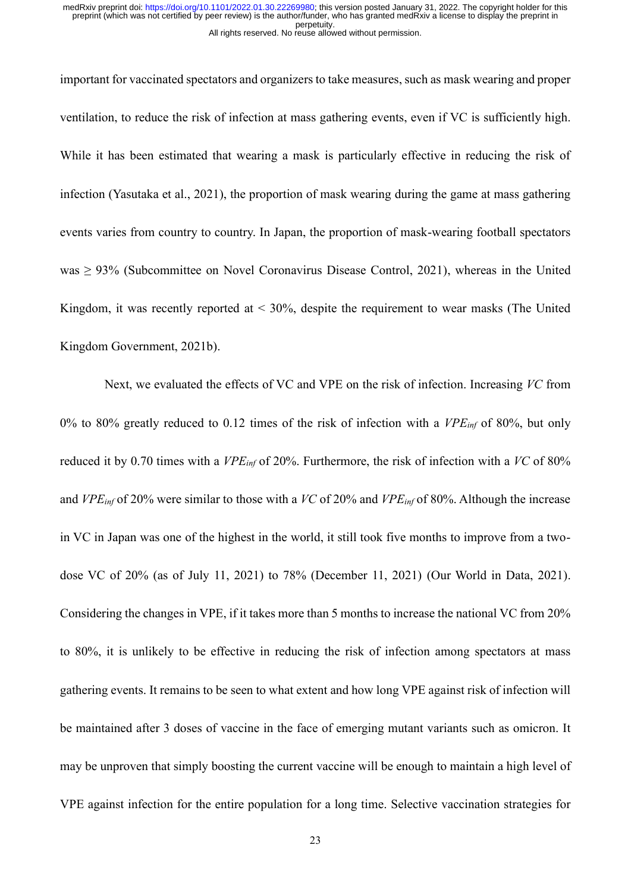important for vaccinated spectators and organizers to take measures, such as mask wearing and proper ventilation, to reduce the risk of infection at mass gathering events, even if VC is sufficiently high. While it has been estimated that wearing a mask is particularly effective in reducing the risk of infection (Yasutaka et al., 2021), the proportion of mask wearing during the game at mass gathering events varies from country to country. In Japan, the proportion of mask-wearing football spectators was ≥ 93% (Subcommittee on Novel Coronavirus Disease Control, 2021), whereas in the United Kingdom, it was recently reported at < 30%, despite the requirement to wear masks (The United Kingdom Government, 2021b).

Next, we evaluated the effects of VC and VPE on the risk of infection. Increasing $VC$ from 0% to 80% greatly reduced to 0.12 times of the risk of infection with a $VPE_{inf}$ of 80%, but only reduced it by 0.70 times with a $VPE_{inf}$ of 20%. Furthermore, the risk of infection with a $VC$ of 80% and $VPE_{inf}$ of 20% were similar to those with a $VC$ of 20% and $VPE_{inf}$ of 80%. Although the increase in VC in Japan was one of the highest in the world, it still took five months to improve from a two-dose VC of 20% (as of July 11, 2021) to 78% (December 11, 2021) (Our World in Data, 2021). Considering the changes in VPE, if it takes more than 5 months to increase the national VC from 20% to 80%, it is unlikely to be effective in reducing the risk of infection among spectators at mass gathering events. It remains to be seen to what extent and how long VPE against risk of infection will be maintained after 3 doses of vaccine in the face of emerging mutant variants such as omicron. It may be unproven that simply boosting the current vaccine will be enough to maintain a high level of VPE against infection for the entire population for a long time. Selective vaccination strategies for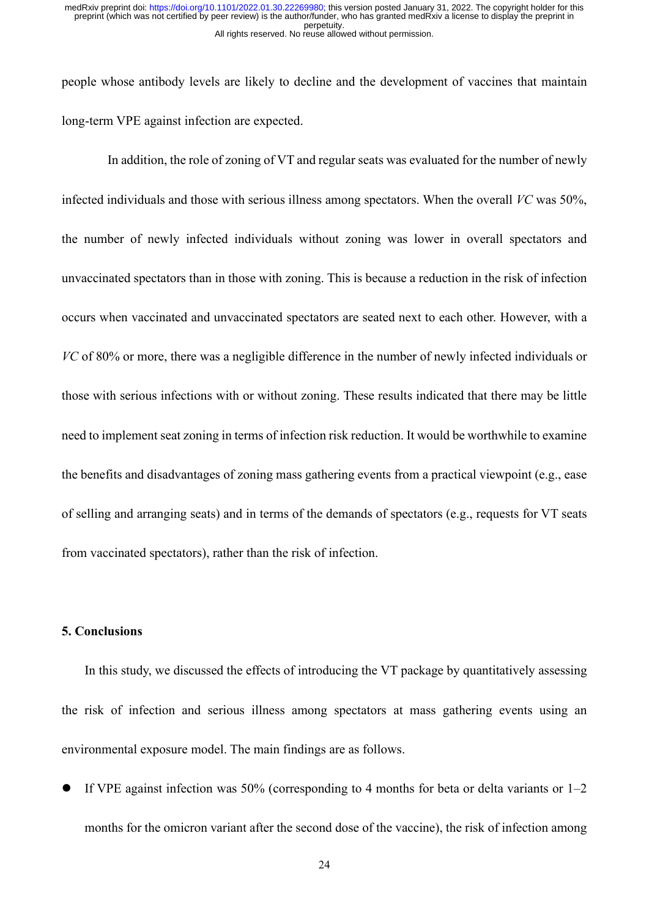people whose antibody levels are likely to decline and the development of vaccines that maintain long-term VPE against infection are expected.

In addition, the role of zoning of VT and regular seats was evaluated for the number of newly infected individuals and those with serious illness among spectators. When the overall *VC* was 50%, the number of newly infected individuals without zoning was lower in overall spectators and unvaccinated spectators than in those with zoning. This is because a reduction in the risk of infection occurs when vaccinated and unvaccinated spectators are seated next to each other. However, with a *VC* of 80% or more, there was a negligible difference in the number of newly infected individuals or those with serious infections with or without zoning. These results indicated that there may be little need to implement seat zoning in terms of infection risk reduction. It would be worthwhile to examine the benefits and disadvantages of zoning mass gathering events from a practical viewpoint (e.g., ease of selling and arranging seats) and in terms of the demands of spectators (e.g., requests for VT seats from vaccinated spectators), rather than the risk of infection.

## 5. Conclusions

In this study, we discussed the effects of introducing the VT package by quantitatively assessing the risk of infection and serious illness among spectators at mass gathering events using an environmental exposure model. The main findings are as follows.

- If VPE against infection was 50% (corresponding to 4 months for beta or delta variants or 1–2 months for the omicron variant after the second dose of the vaccine), the risk of infection among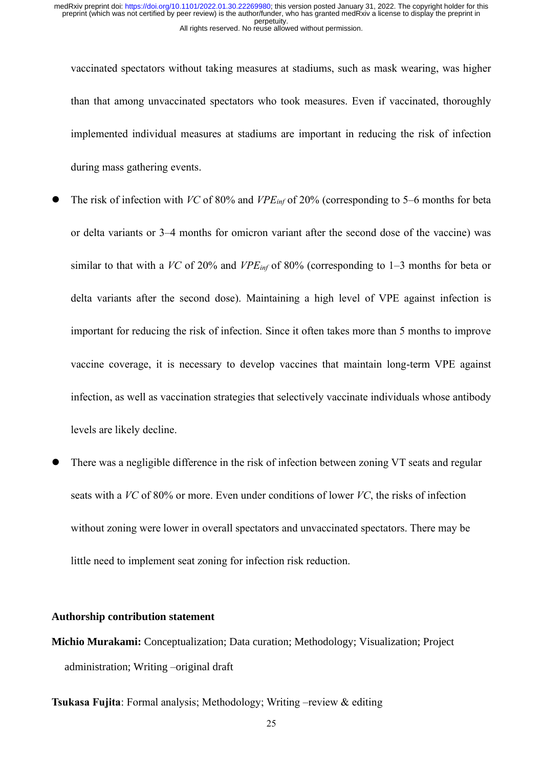vaccinated spectators without taking measures at stadiums, such as mask wearing, was higher than that among unvaccinated spectators who took measures. Even if vaccinated, thoroughly implemented individual measures at stadiums are important in reducing the risk of infection during mass gathering events.

- The risk of infection with *VC* of 80% and $VPE_{inf}$ of 20% (corresponding to 5–6 months for beta or delta variants or 3–4 months for omicron variant after the second dose of the vaccine) was similar to that with a *VC* of 20% and $VPE_{inf}$ of 80% (corresponding to 1–3 months for beta or delta variants after the second dose). Maintaining a high level of VPE against infection is important for reducing the risk of infection. Since it often takes more than 5 months to improve vaccine coverage, it is necessary to develop vaccines that maintain long-term VPE against infection, as well as vaccination strategies that selectively vaccinate individuals whose antibody levels are likely decline.
- There was a negligible difference in the risk of infection between zoning VT seats and regular seats with a *VC* of 80% or more. Even under conditions of lower *VC*, the risks of infection without zoning were lower in overall spectators and unvaccinated spectators. There may be little need to implement seat zoning for infection risk reduction.

**Authorship contribution statement**

**Michio Murakami:** Conceptualization; Data curation; Methodology; Visualization; Project administration; Writing –original draft

**Tsukasa Fujita**: Formal analysis; Methodology; Writing –review & editing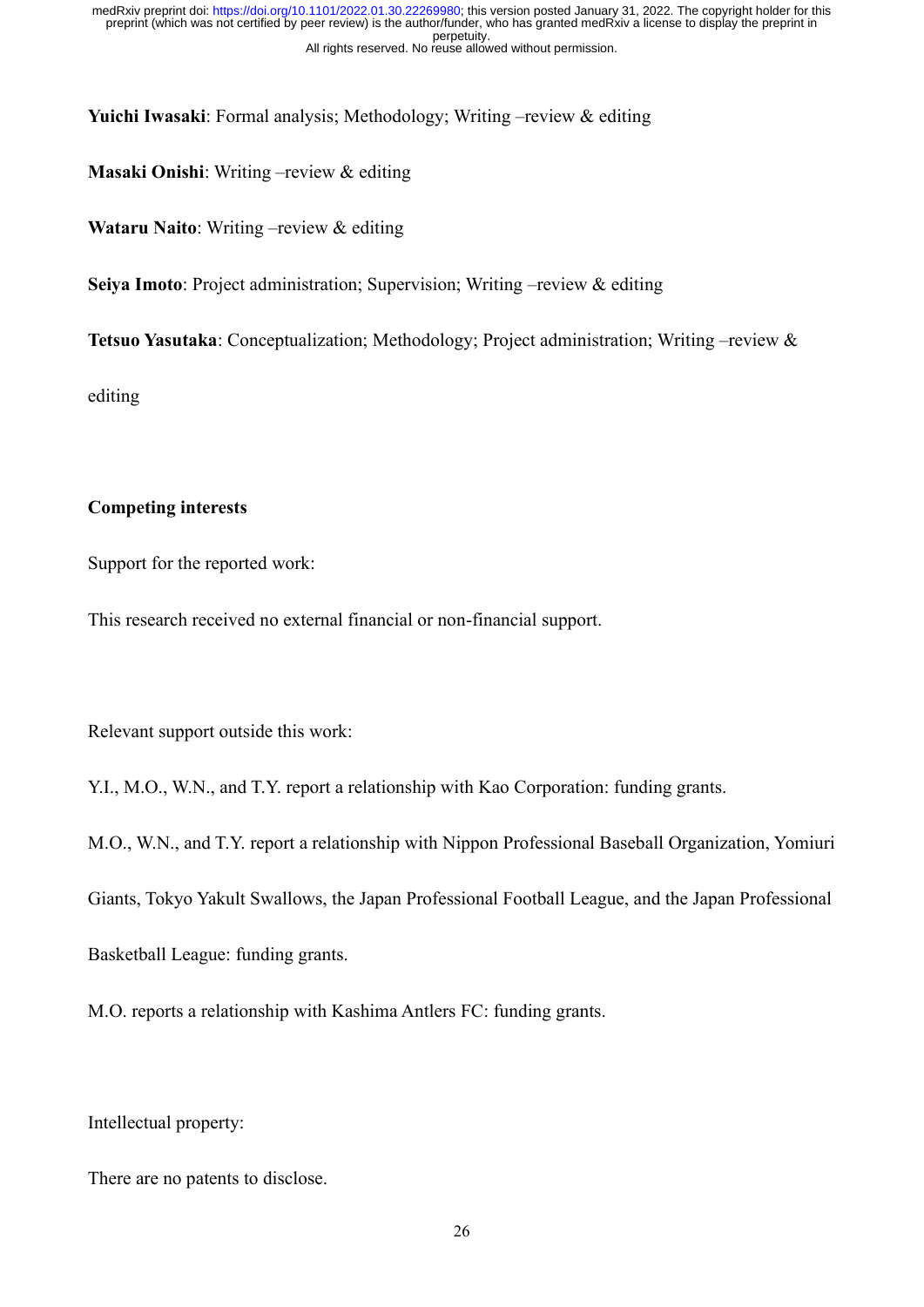**Yuichi Iwasaki**: Formal analysis; Methodology; Writing –review & editing

**Masaki Onishi**: Writing –review & editing

**Wataru Naito**: Writing –review & editing

**Seiya Imoto**: Project administration; Supervision; Writing –review & editing

**Tetsuo Yasutaka**: Conceptualization; Methodology; Project administration; Writing –review & editing

**Competing interests**

Support for the reported work:

This research received no external financial or non-financial support.

Relevant support outside this work:

Y.I., M.O., W.N., and T.Y. report a relationship with Kao Corporation: funding grants.

M.O., W.N., and T.Y. report a relationship with Nippon Professional Baseball Organization, Yomiuri Giants, Tokyo Yakult Swallows, the Japan Professional Football League, and the Japan Professional Basketball League: funding grants.

M.O. reports a relationship with Kashima Antlers FC: funding grants.

Intellectual property:

There are no patents to disclose.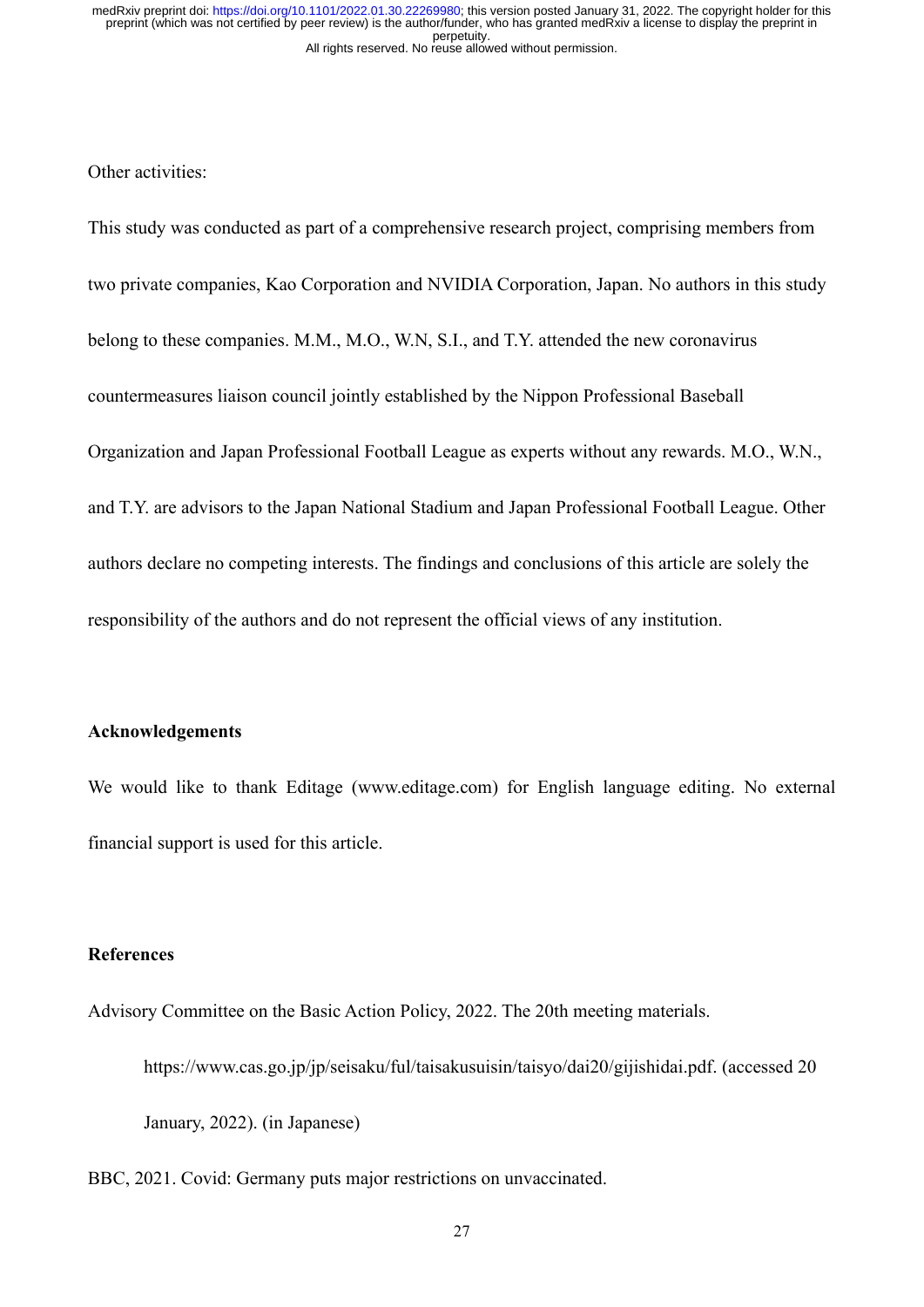Other activities:

This study was conducted as part of a comprehensive research project, comprising members from two private companies, Kao Corporation and NVIDIA Corporation, Japan. No authors in this study belong to these companies. M.M., M.O., W.N, S.I., and T.Y. attended the new coronavirus countermeasures liaison council jointly established by the Nippon Professional Baseball Organization and Japan Professional Football League as experts without any rewards. M.O., W.N., and T.Y. are advisors to the Japan National Stadium and Japan Professional Football League. Other authors declare no competing interests. The findings and conclusions of this article are solely the responsibility of the authors and do not represent the official views of any institution.

## Acknowledgements

We would like to thank Editage (www.editage.com) for English language editing. No external financial support is used for this article.

## References

Advisory Committee on the Basic Action Policy, 2022. The 20th meeting materials. https://www.cas.go.jp/jp/seisaku/ful/taisakusuisin/taisyo/dai20/gijishidai.pdf. (accessed 20 January, 2022). (in Japanese)

BBC, 2021. Covid: Germany puts major restrictions on unvaccinated.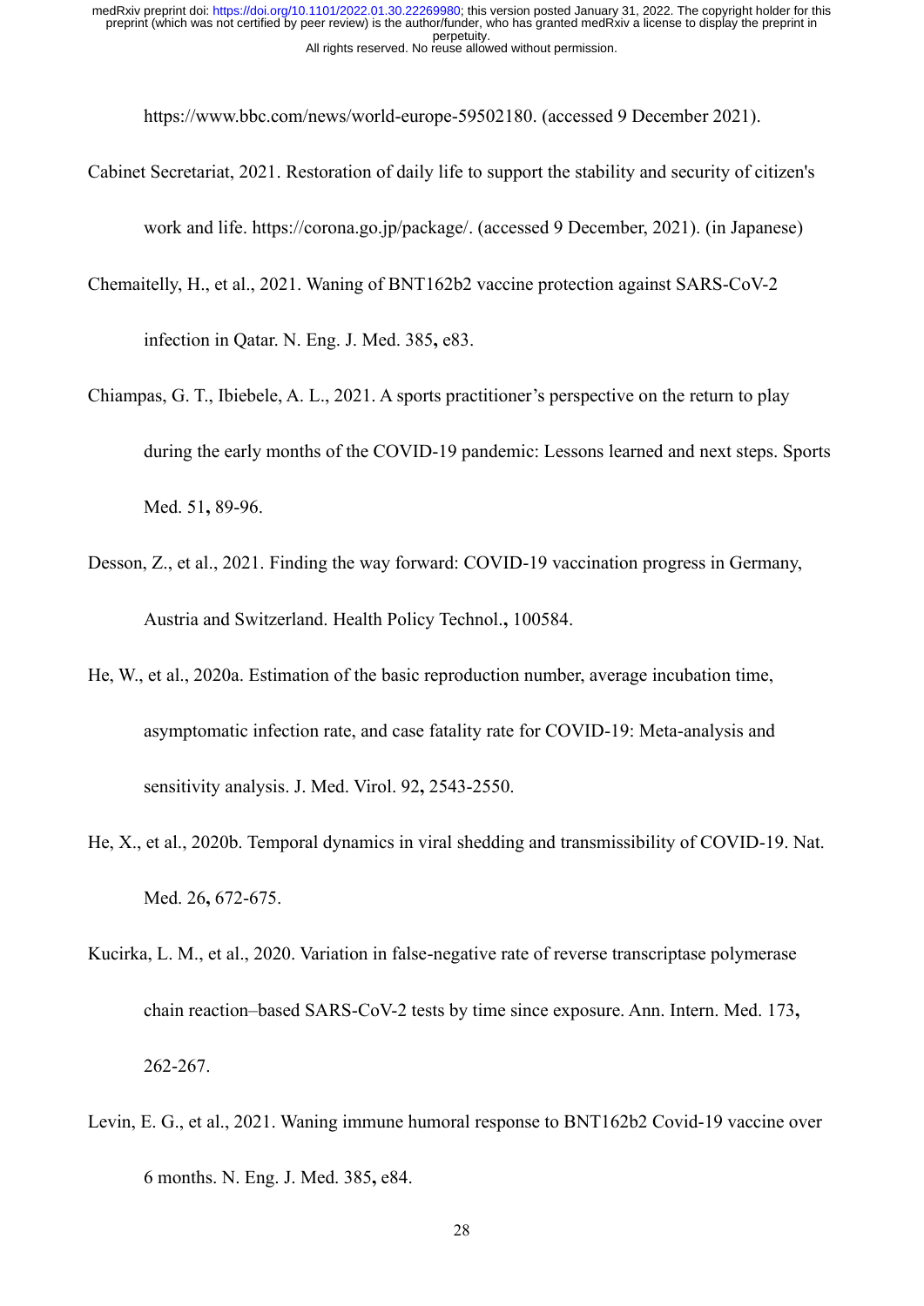https://www.bbc.com/news/world-europe-59502180. (accessed 9 December 2021).

Cabinet Secretariat, 2021. Restoration of daily life to support the stability and security of citizen's work and life. https://corona.go.jp/package/. (accessed 9 December, 2021). (in Japanese)

Chemaitelly, H., et al., 2021. Waning of BNT162b2 vaccine protection against SARS-CoV-2 infection in Qatar. N. Eng. J. Med. 385**,** e83.

Chiampas, G. T., Ibiebele, A. L., 2021. A sports practitioner's perspective on the return to play during the early months of the COVID-19 pandemic: Lessons learned and next steps. Sports Med. 51**,** 89-96.

Desson, Z., et al., 2021. Finding the way forward: COVID-19 vaccination progress in Germany, Austria and Switzerland. Health Policy Technol.**,** 100584.

He, W., et al., 2020a. Estimation of the basic reproduction number, average incubation time, asymptomatic infection rate, and case fatality rate for COVID-19: Meta-analysis and sensitivity analysis. J. Med. Virol. 92**,** 2543-2550.

He, X., et al., 2020b. Temporal dynamics in viral shedding and transmissibility of COVID-19. Nat. Med. 26**,** 672-675.

Kucirka, L. M., et al., 2020. Variation in false-negative rate of reverse transcriptase polymerase chain reaction–based SARS-CoV-2 tests by time since exposure. Ann. Intern. Med. 173**,** 262-267.

Levin, E. G., et al., 2021. Waning immune humoral response to BNT162b2 Covid-19 vaccine over 6 months. N. Eng. J. Med. 385**,** e84.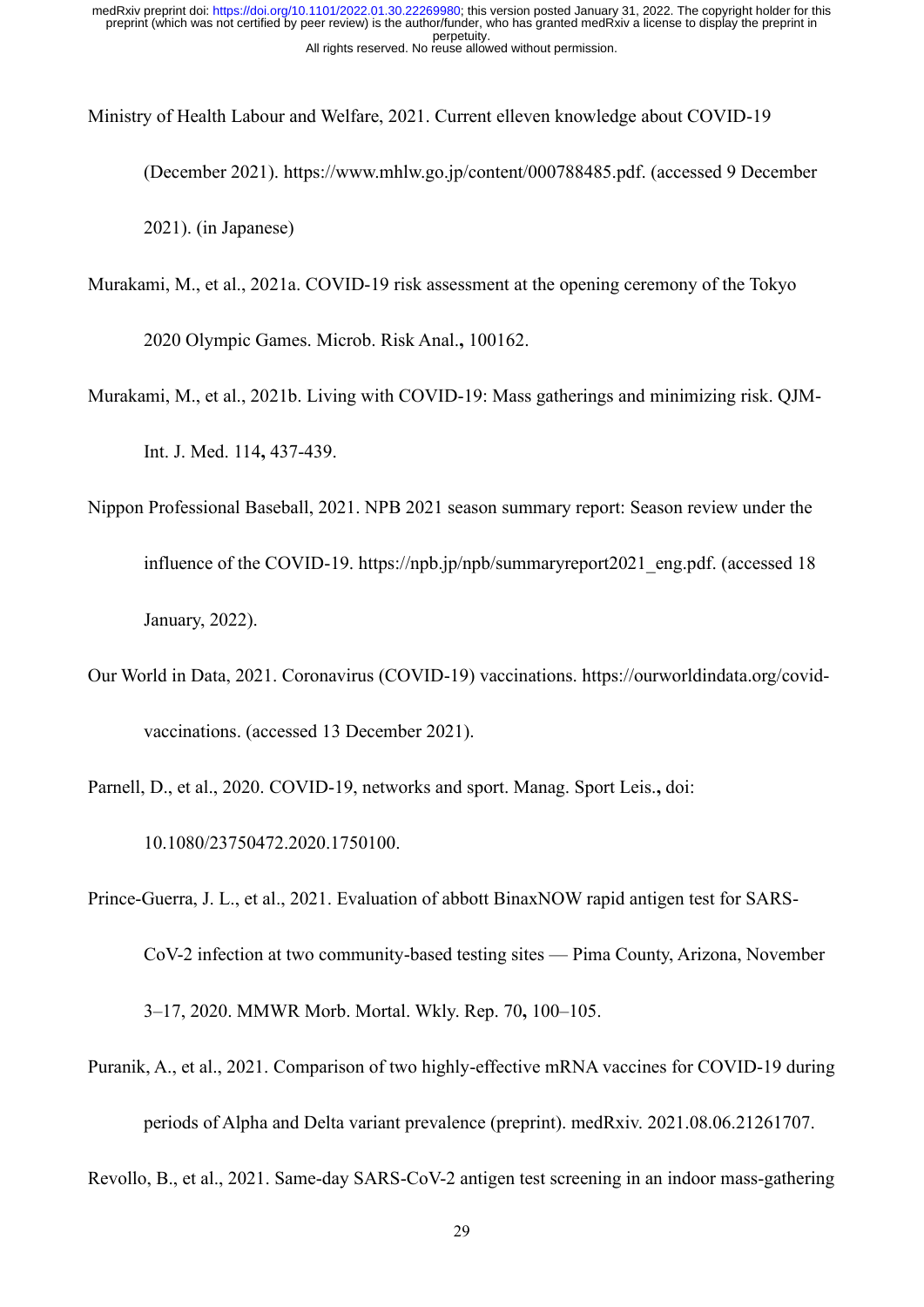Ministry of Health Labour and Welfare, 2021. Current elleven knowledge about COVID-19 (December 2021). https://www.mhlw.go.jp/content/000788485.pdf. (accessed 9 December 2021). (in Japanese)

Murakami, M., et al., 2021a. COVID-19 risk assessment at the opening ceremony of the Tokyo 2020 Olympic Games. Microb. Risk Anal.**,** 100162.

Murakami, M., et al., 2021b. Living with COVID-19: Mass gatherings and minimizing risk. QJM-Int. J. Med. 114**,** 437-439.

Nippon Professional Baseball, 2021. NPB 2021 season summary report: Season review under the influence of the COVID-19. https://npb.jp/npb/summaryreport2021_eng.pdf. (accessed 18 January, 2022).

Our World in Data, 2021. Coronavirus (COVID-19) vaccinations. https://ourworldindata.org/covid-vaccinations. (accessed 13 December 2021).

Parnell, D., et al., 2020. COVID-19, networks and sport. Manag. Sport Leis.**,** doi: 10.1080/23750472.2020.1750100.

Prince-Guerra, J. L., et al., 2021. Evaluation of abbott BinaxNOW rapid antigen test for SARS-CoV-2 infection at two community-based testing sites — Pima County, Arizona, November 3–17, 2020. MMWR Morb. Mortal. Wkly. Rep. 70**,** 100–105.

Puranik, A., et al., 2021. Comparison of two highly-effective mRNA vaccines for COVID-19 during periods of Alpha and Delta variant prevalence (preprint). medRxiv. 2021.08.06.21261707.

Revollo, B., et al., 2021. Same-day SARS-CoV-2 antigen test screening in an indoor mass-gathering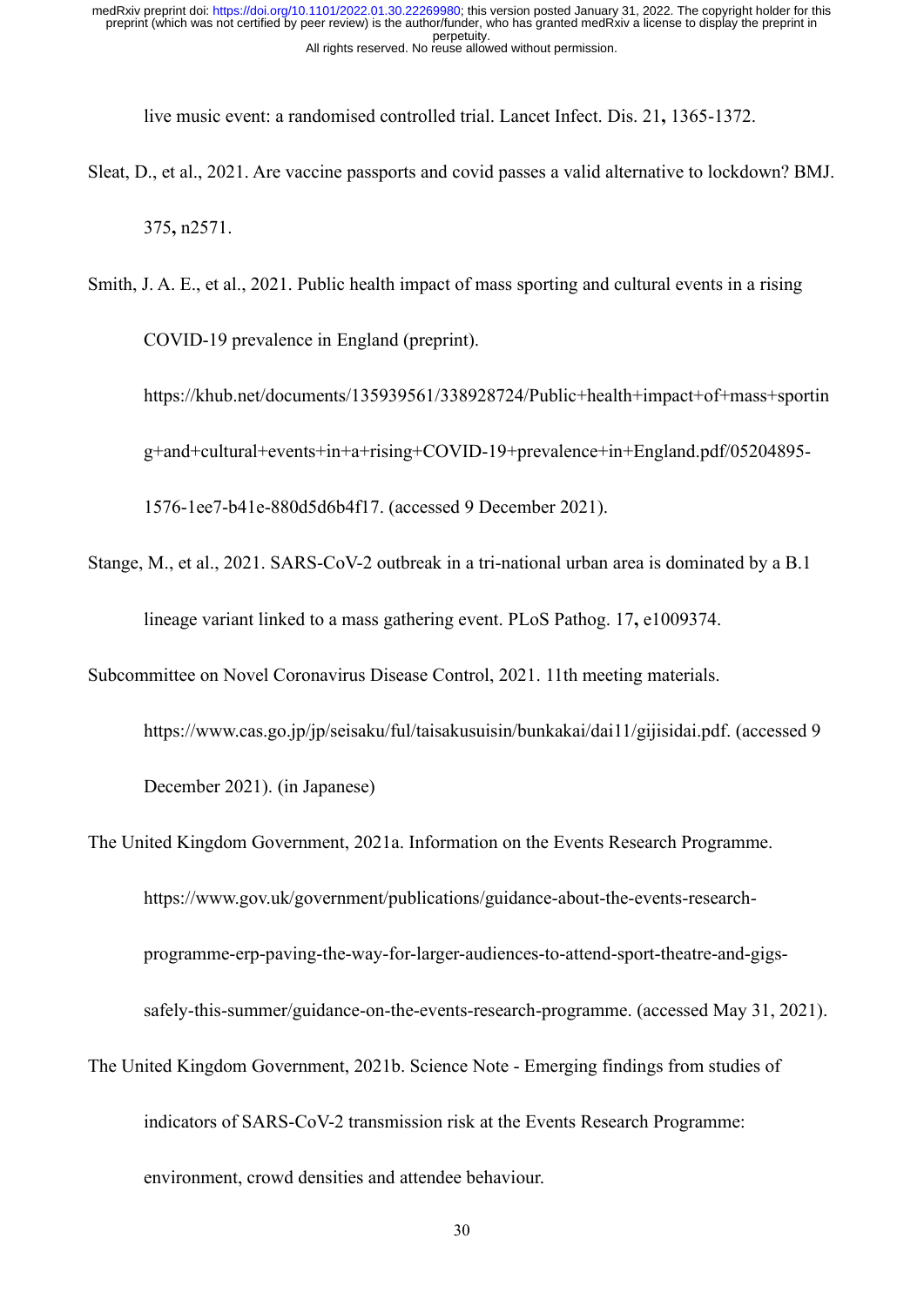live music event: a randomised controlled trial. Lancet Infect. Dis. 21**,** 1365-1372.

Sleat, D., et al., 2021. Are vaccine passports and covid passes a valid alternative to lockdown? BMJ. 375**,** n2571.

Smith, J. A. E., et al., 2021. Public health impact of mass sporting and cultural events in a rising COVID-19 prevalence in England (preprint). https://khub.net/documents/135939561/338928724/Public+health+impact+of+mass+sporting+and+cultural+events+in+a+rising+COVID-19+prevalence+in+England.pdf/05204895-1576-1ee7-b41e-880d5d6b4f17. (accessed 9 December 2021).

Stange, M., et al., 2021. SARS-CoV-2 outbreak in a tri-national urban area is dominated by a B.1 lineage variant linked to a mass gathering event. PLoS Pathog. 17**,** e1009374.

Subcommittee on Novel Coronavirus Disease Control, 2021. 11th meeting materials. https://www.cas.go.jp/jp/seisaku/ful/taisakusuisin/bunkakai/dai11/gijisidai.pdf. (accessed 9 December 2021). (in Japanese)

The United Kingdom Government, 2021a. Information on the Events Research Programme. https://www.gov.uk/government/publications/guidance-about-the-events-research-programme-erp-paving-the-way-for-larger-audiences-to-attend-sport-theatre-and-gigs-safely-this-summer/guidance-on-the-events-research-programme. (accessed May 31, 2021).

The United Kingdom Government, 2021b. Science Note - Emerging findings from studies of indicators of SARS-CoV-2 transmission risk at the Events Research Programme: environment, crowd densities and attendee behaviour.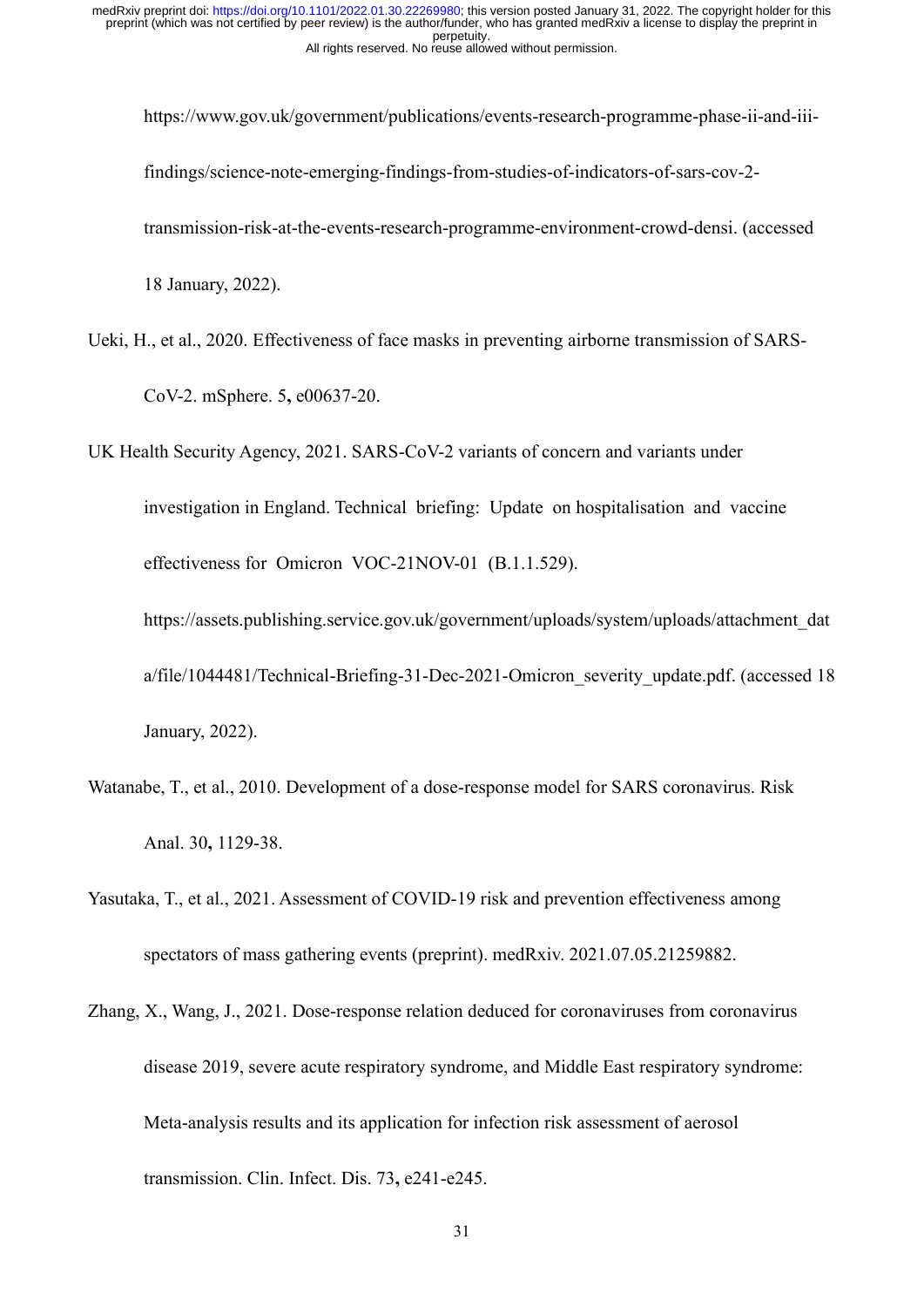https://www.gov.uk/government/publications/events-research-programme-phase-ii-and-iii-findings/science-note-emerging-findings-from-studies-of-indicators-of-sars-cov-2-transmission-risk-at-the-events-research-programme-environment-crowd-densi. (accessed 18 January, 2022).

Ueki, H., et al., 2020. Effectiveness of face masks in preventing airborne transmission of SARS-CoV-2. mSphere. 5**,** e00637-20.

UK Health Security Agency, 2021. SARS-CoV-2 variants of concern and variants under investigation in England. Technical briefing: Update on hospitalisation and vaccine effectiveness for Omicron VOC-21NOV-01 (B.1.1.529). https://assets.publishing.service.gov.uk/government/uploads/system/uploads/attachment_data/file/1044481/Technical-Briefing-31-Dec-2021-Omicron_severity_update.pdf. (accessed 18 January, 2022).

Watanabe, T., et al., 2010. Development of a dose-response model for SARS coronavirus. Risk Anal. 30**,** 1129-38.

Yasutaka, T., et al., 2021. Assessment of COVID-19 risk and prevention effectiveness among spectators of mass gathering events (preprint). medRxiv. 2021.07.05.21259882.

Zhang, X., Wang, J., 2021. Dose-response relation deduced for coronaviruses from coronavirus disease 2019, severe acute respiratory syndrome, and Middle East respiratory syndrome: Meta-analysis results and its application for infection risk assessment of aerosol transmission. Clin. Infect. Dis. 73**,** e241-e245.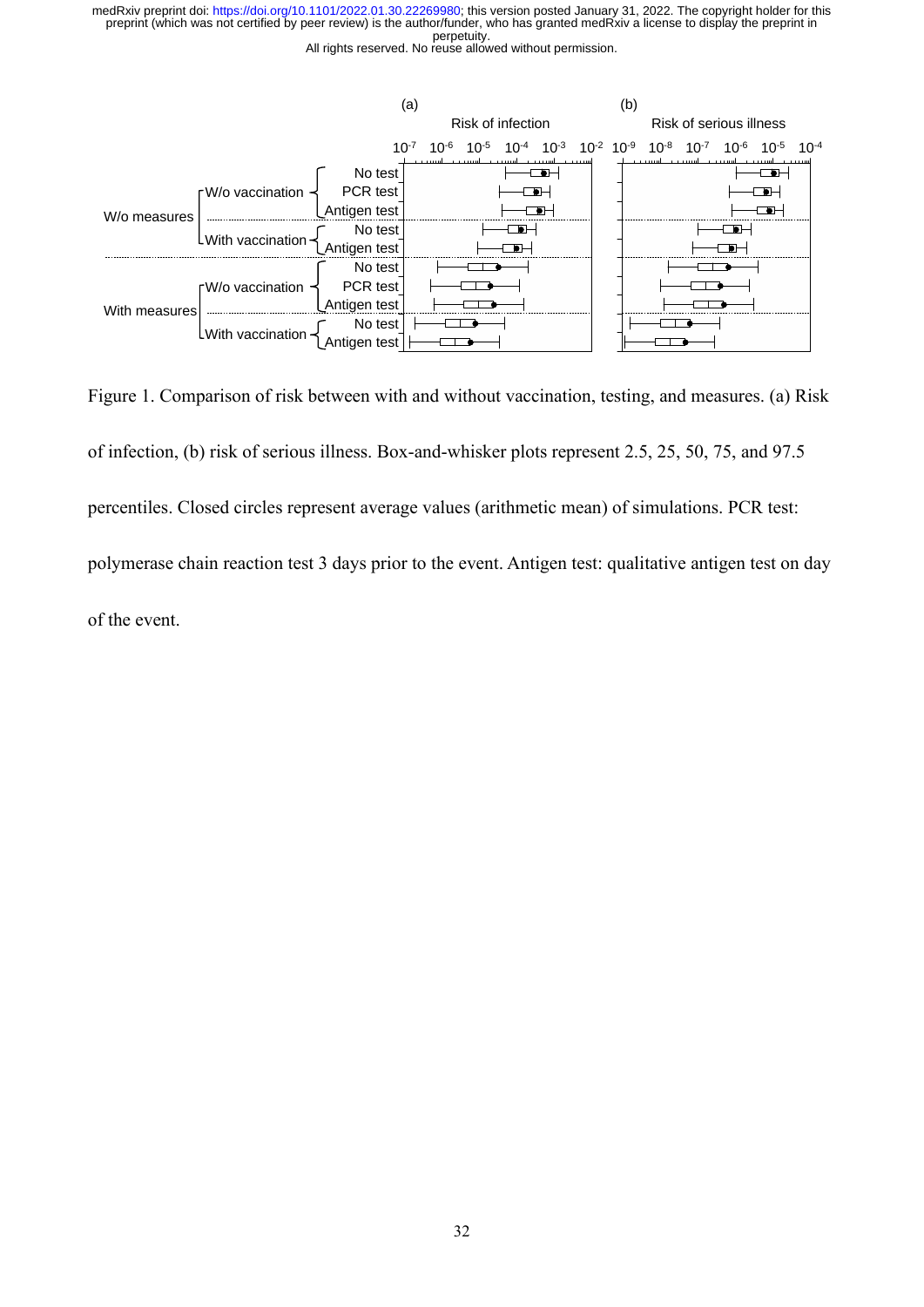Figure 1. Comparison of risk between with and without vaccination, testing, and measures. (a) Risk of infection, (b) risk of serious illness. Box-and-whisker plots represent 2.5, 25, 50, 75, and 97.5 percentiles. Closed circles represent average values (arithmetic mean) of simulations. PCR test: polymerase chain reaction test 3 days prior to the event. Antigen test: qualitative antigen test on day of the event.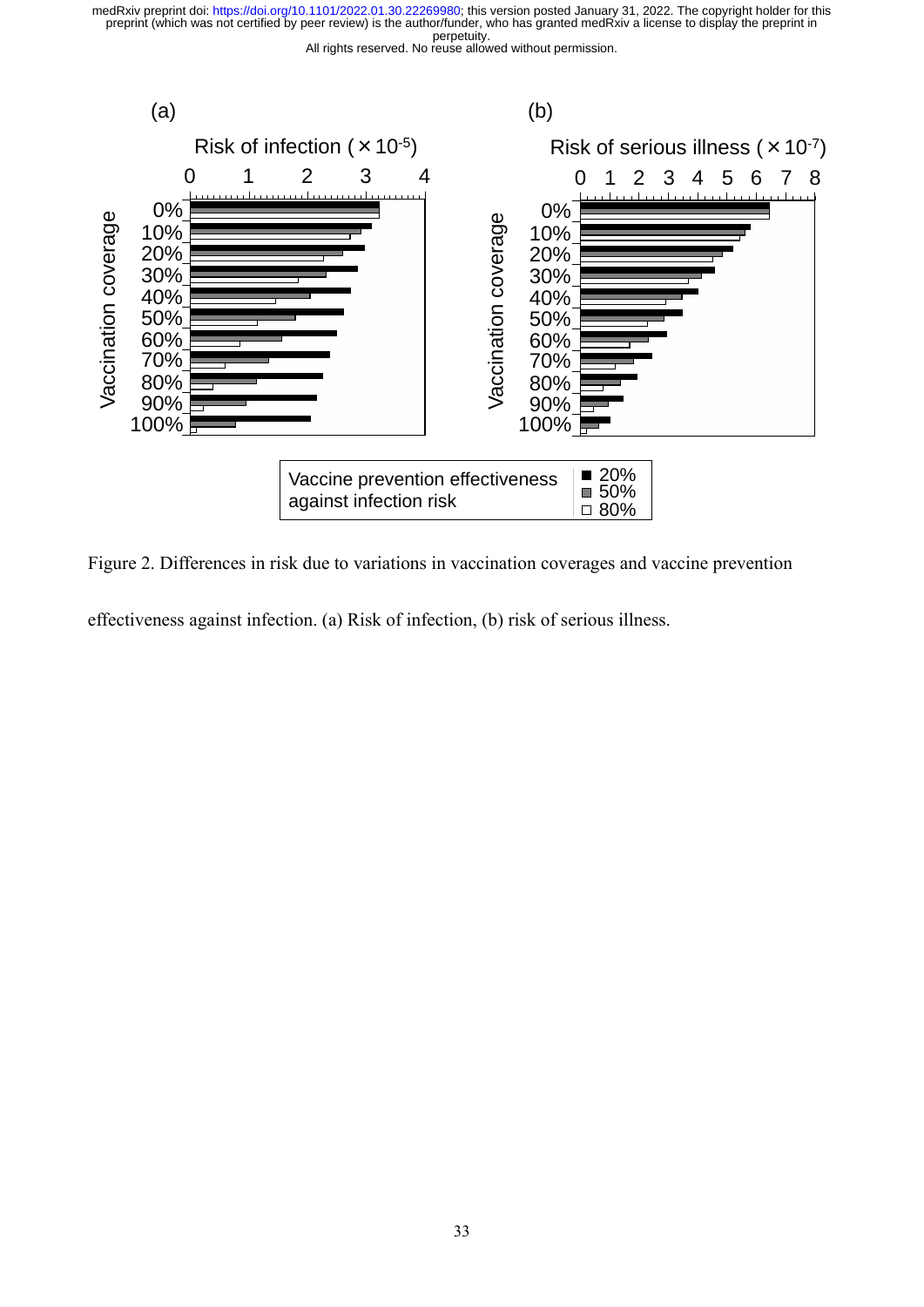Figure 2. Differences in risk due to variations in vaccination coverages and vaccine prevention effectiveness against infection. (a) Risk of infection, (b) risk of serious illness.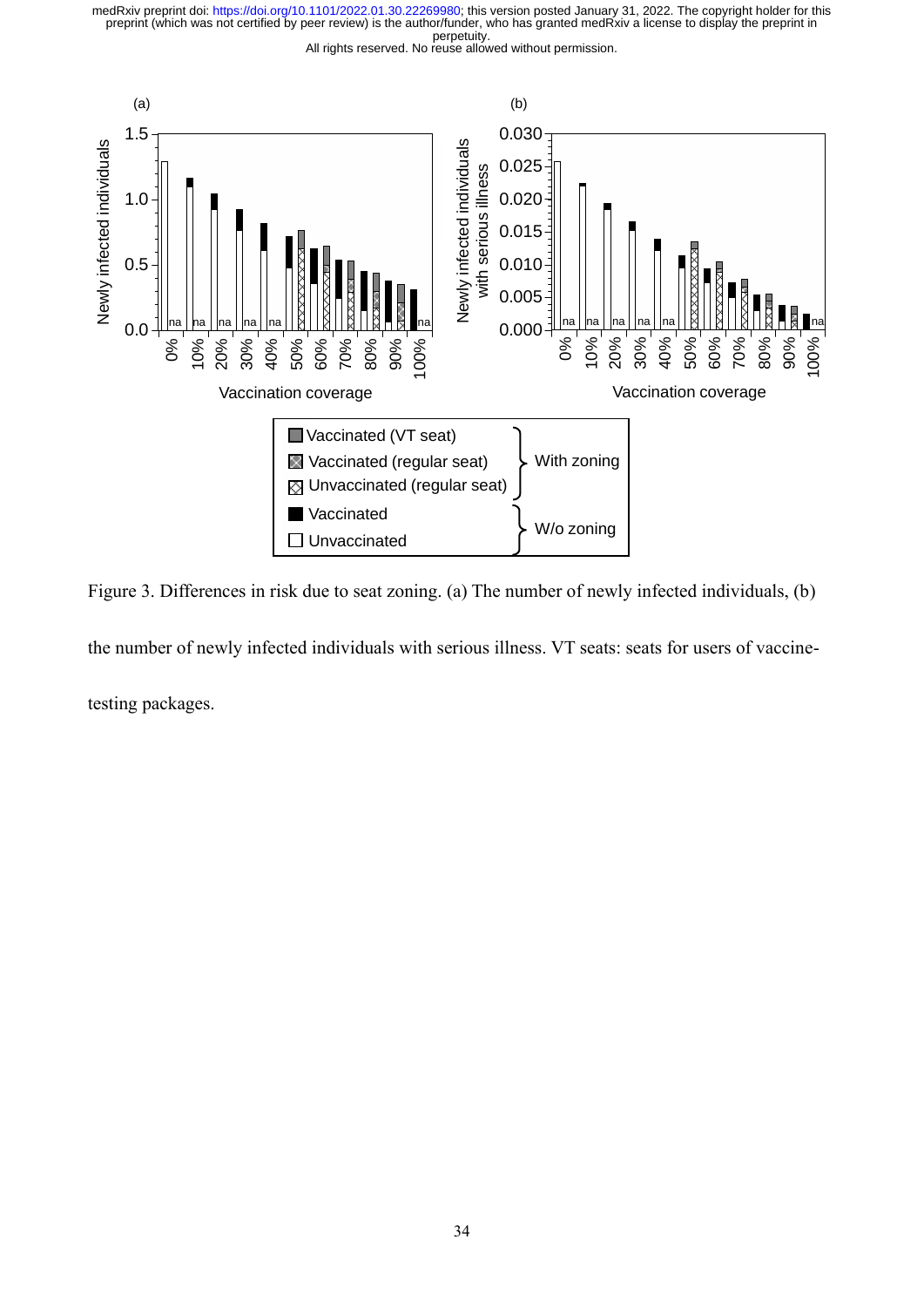Figure 3. Differences in risk due to seat zoning. (a) The number of newly infected individuals, (b) the number of newly infected individuals with serious illness. VT seats: seats for users of vaccine-testing packages.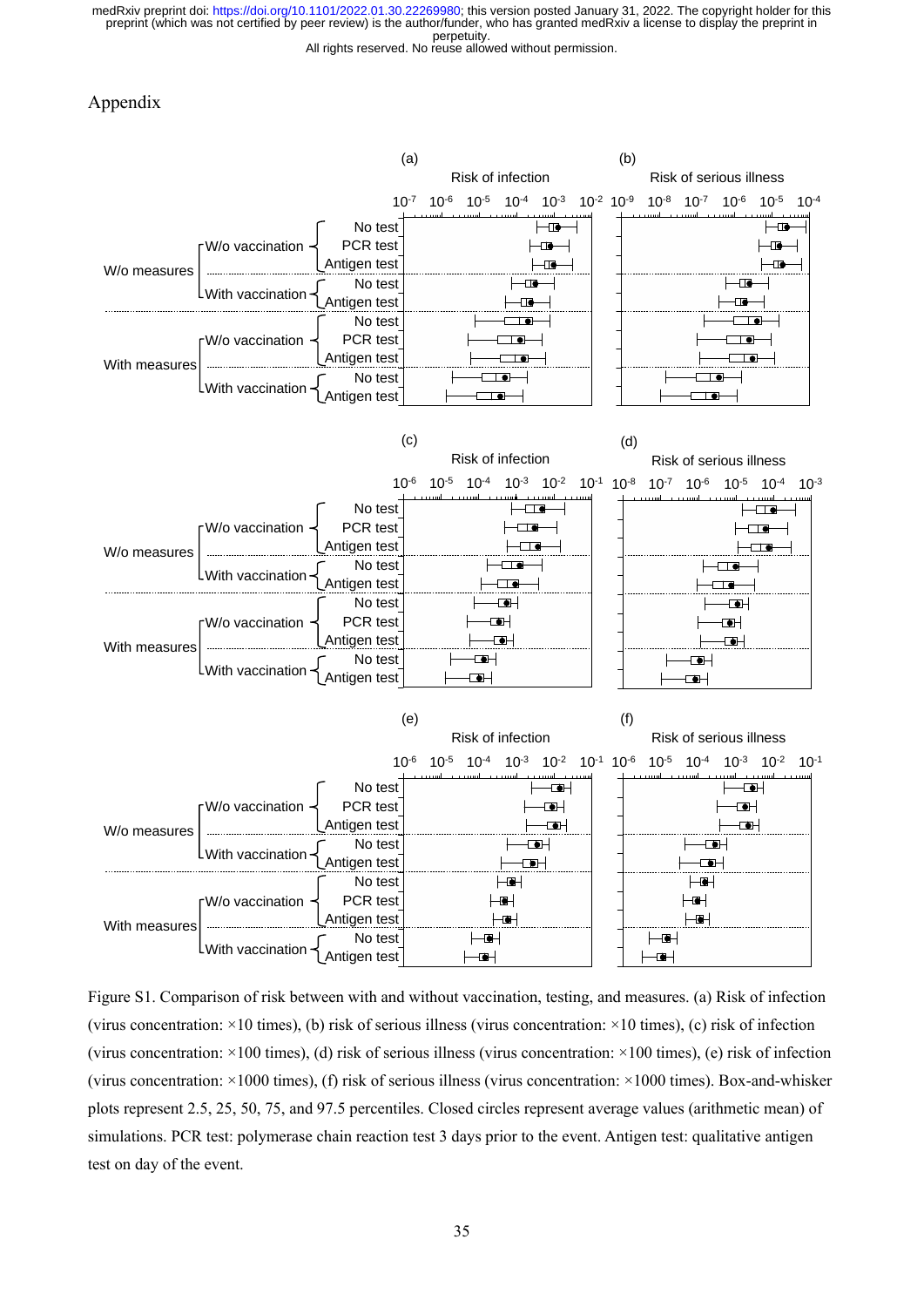# Appendix

Figure S1. Comparison of risk between with and without vaccination, testing, and measures. (a) Risk of infection (virus concentration: ×10 times), (b) risk of serious illness (virus concentration: ×10 times), (c) risk of infection (virus concentration: ×100 times), (d) risk of serious illness (virus concentration: ×100 times), (e) risk of infection (virus concentration: ×1000 times), (f) risk of serious illness (virus concentration: ×1000 times). Box-and-whisker plots represent 2.5, 25, 50, 75, and 97.5 percentiles. Closed circles represent average values (arithmetic mean) of simulations. PCR test: polymerase chain reaction test 3 days prior to the event. Antigen test: qualitative antigen test on day of the event.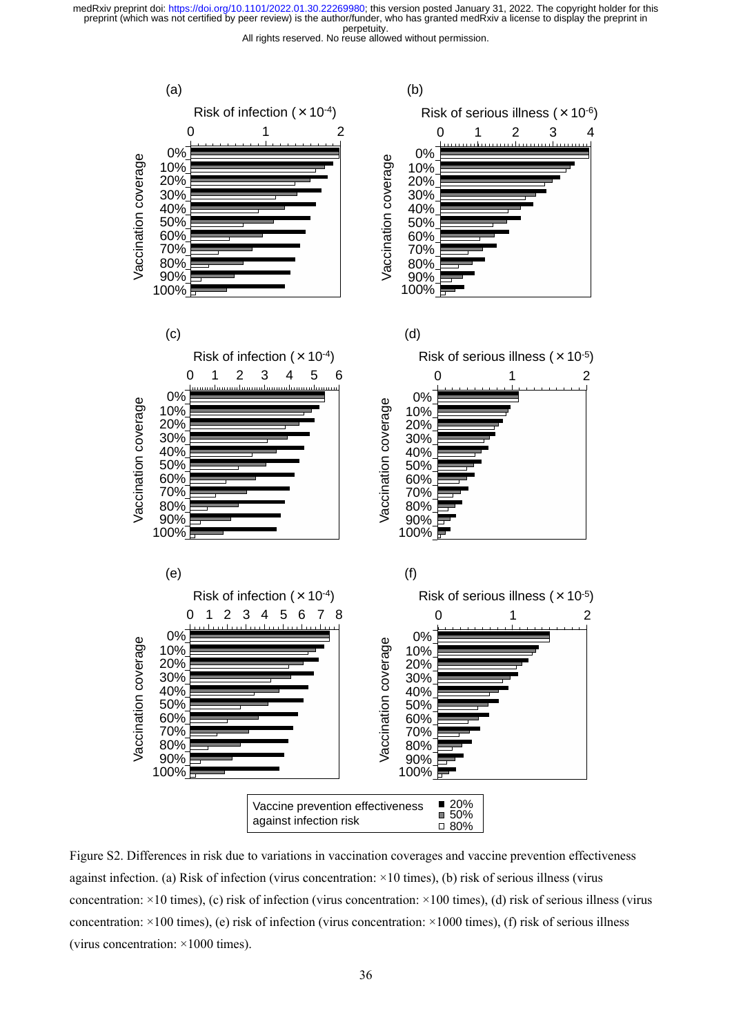Figure S2. Differences in risk due to variations in vaccination coverages and vaccine prevention effectiveness against infection. (a) Risk of infection (virus concentration: ×10 times), (b) risk of serious illness (virus concentration: ×10 times), (c) risk of infection (virus concentration: ×100 times), (d) risk of serious illness (virus concentration: ×100 times), (e) risk of infection (virus concentration: ×1000 times), (f) risk of serious illness (virus concentration: ×1000 times).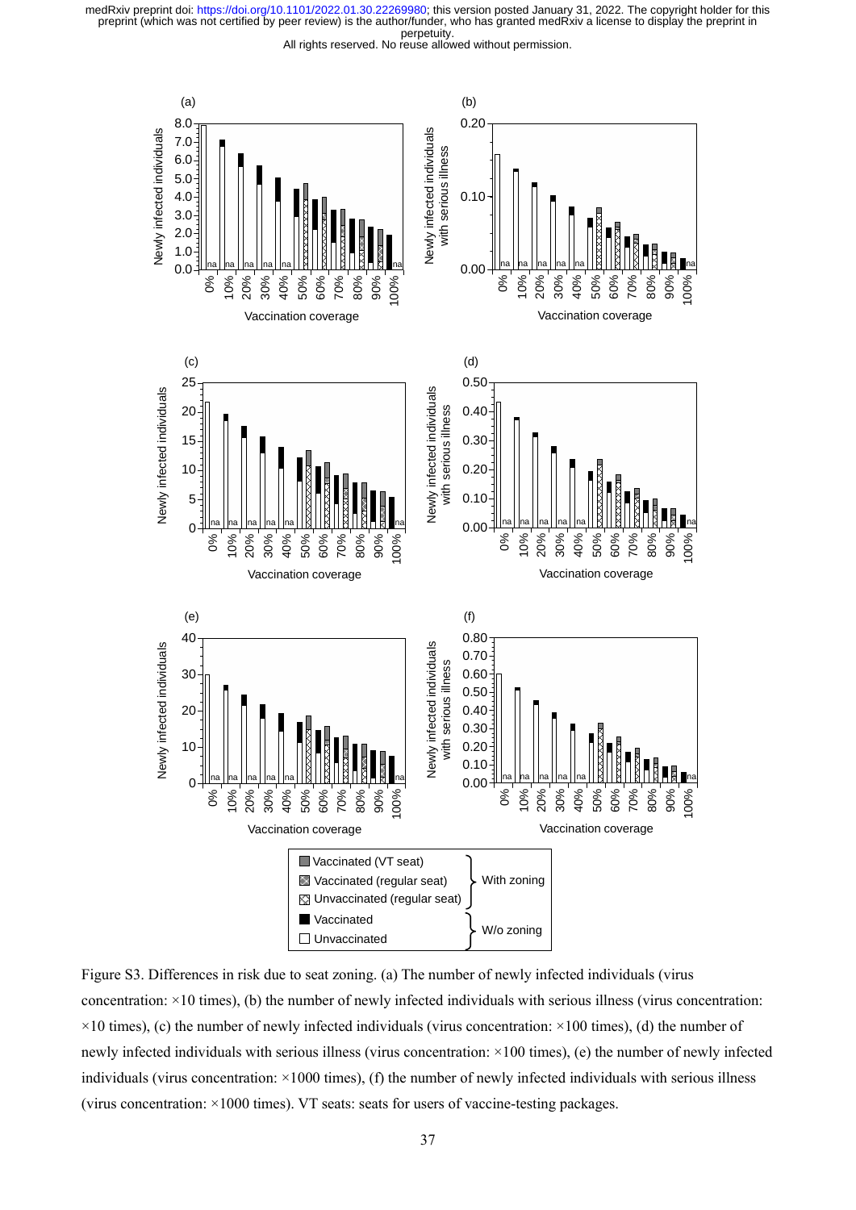Figure S3. Differences in risk due to seat zoning. (a) The number of newly infected individuals (virus concentration: ×10 times), (b) the number of newly infected individuals with serious illness (virus concentration: ×10 times), (c) the number of newly infected individuals (virus concentration: ×100 times), (d) the number of newly infected individuals with serious illness (virus concentration: ×100 times), (e) the number of newly infected individuals (virus concentration: ×1000 times), (f) the number of newly infected individuals with serious illness (virus concentration: ×1000 times). VT seats: seats for users of vaccine-testing packages.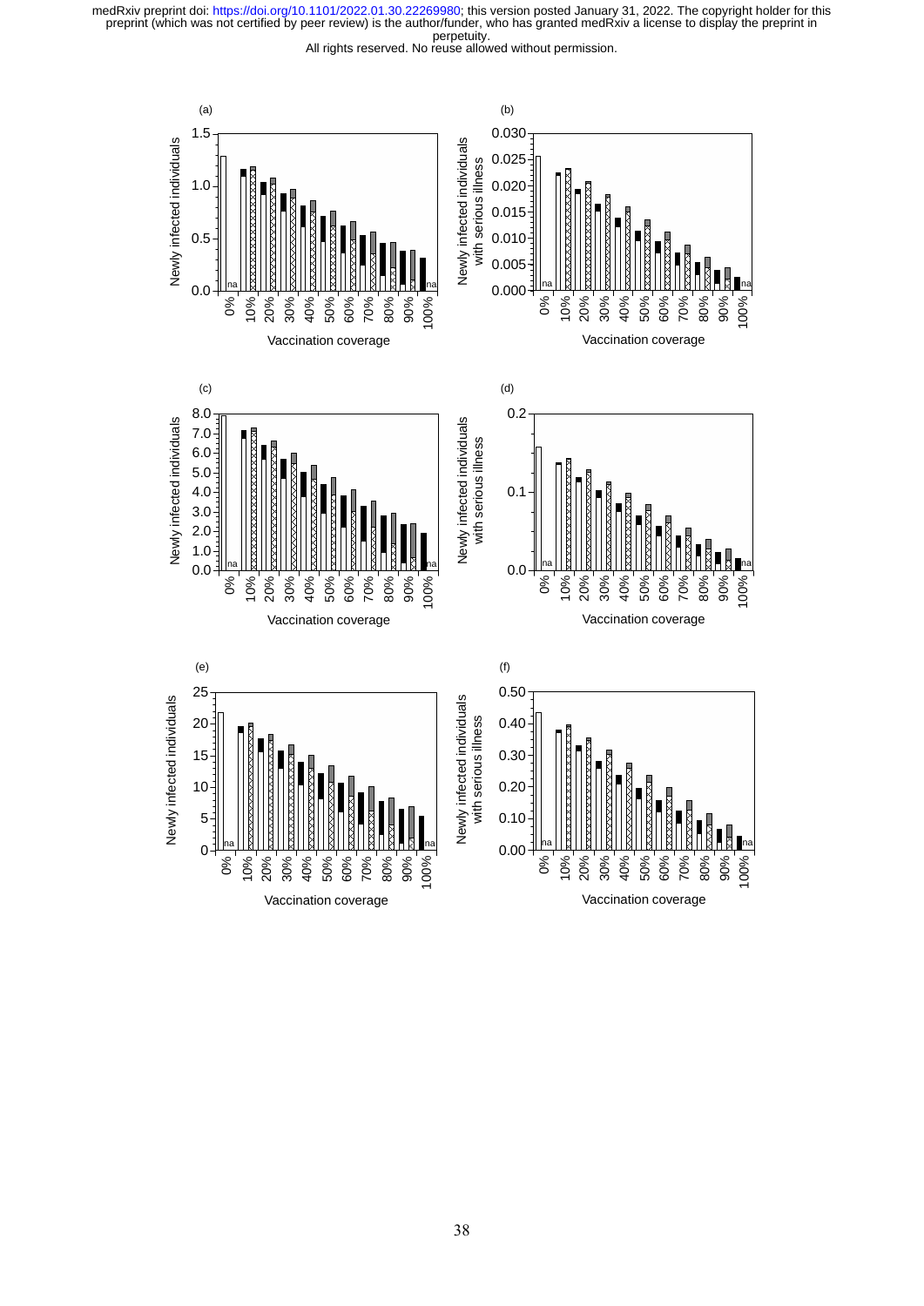(a)

Newly infected individuals

Vaccination coverage

(b)

Newly infected individuals with serious illness

Vaccination coverage

(c)

Newly infected individuals

Vaccination coverage

(d)

Newly infected individuals with serious illness

Vaccination coverage

(e)

Newly infected individuals

Vaccination coverage

(f)

Newly infected individuals with serious illness

Vaccination coverage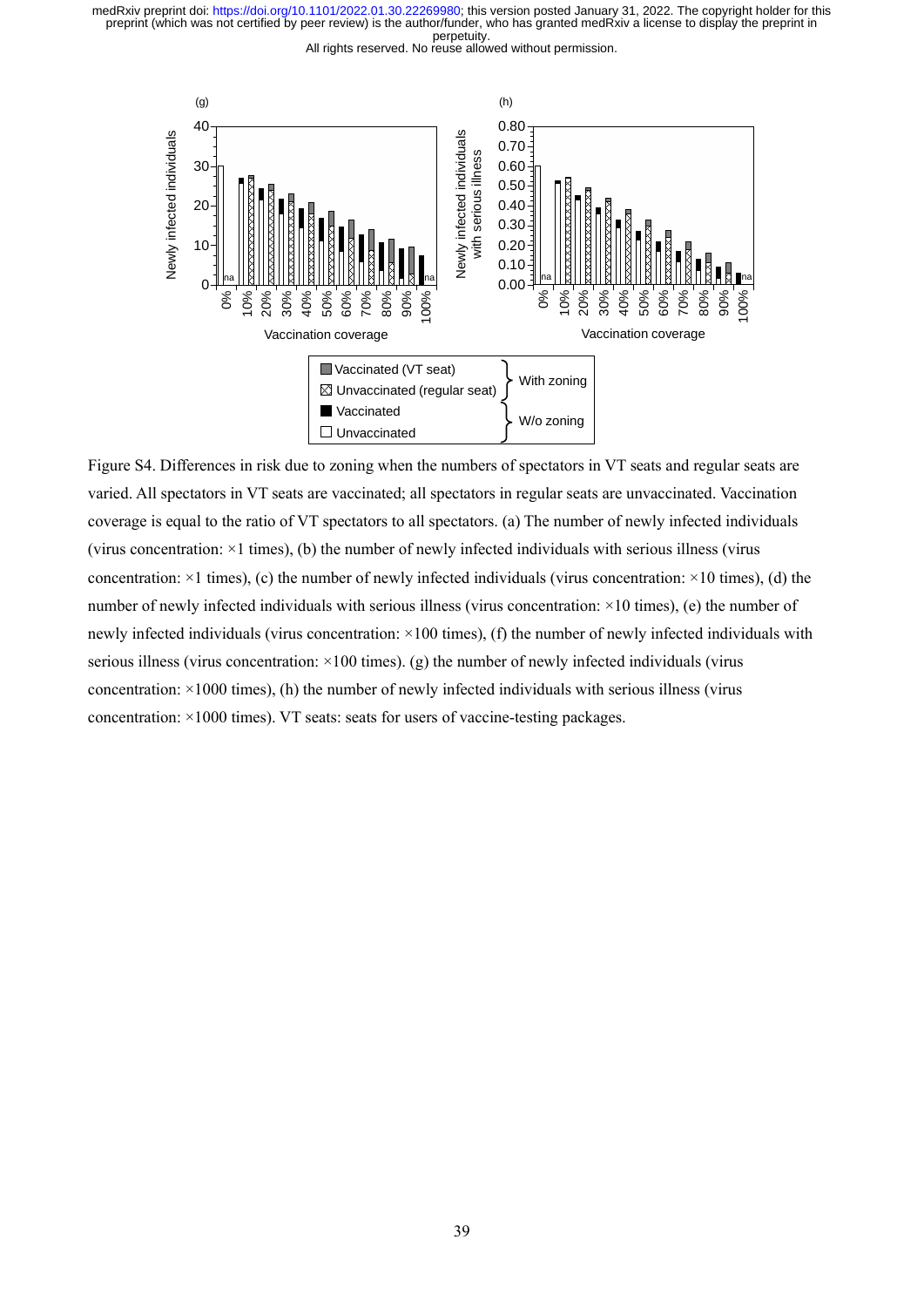(g)

Newly infected individuals

40
30
20
10
0

na
na

0%
10%
20%
30%
40%
50%
60%
70%
80%
90%
100%

Vaccination coverage

(h)

Newly infected individuals with serious illness

0.80
0.70
0.60
0.50
0.40
0.30
0.20
0.10
0.00

na
na

0%
10%
20%
30%
40%
50%
60%
70%
80%
90%
100%

Vaccination coverage

Vaccinated (VT seat)
Unvaccinated (regular seat)
With zoning

Vaccinated
Unvaccinated
W/o zoning

Figure S4. Differences in risk due to zoning when the numbers of spectators in VT seats and regular seats are varied. All spectators in VT seats are vaccinated; all spectators in regular seats are unvaccinated. Vaccination coverage is equal to the ratio of VT spectators to all spectators. (a) The number of newly infected individuals (virus concentration: ×1 times), (b) the number of newly infected individuals with serious illness (virus concentration: ×1 times), (c) the number of newly infected individuals (virus concentration: ×10 times), (d) the number of newly infected individuals with serious illness (virus concentration: ×10 times), (e) the number of newly infected individuals (virus concentration: ×100 times), (f) the number of newly infected individuals with serious illness (virus concentration: ×100 times). (g) the number of newly infected individuals (virus concentration: ×1000 times), (h) the number of newly infected individuals with serious illness (virus concentration: ×1000 times). VT seats: seats for users of vaccine-testing packages.